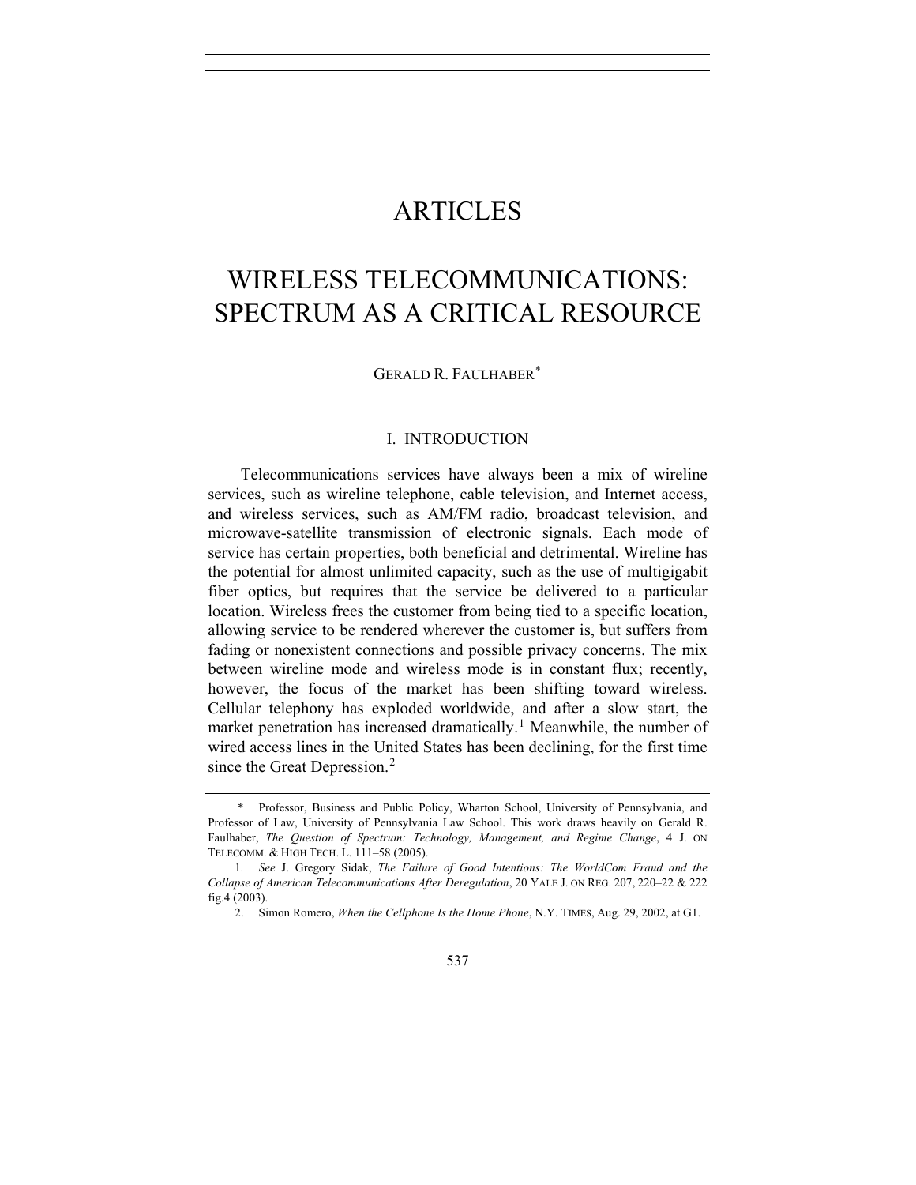# ARTICLES

# WIRELESS TELECOMMUNICATIONS: SPECTRUM AS A CRITICAL RESOURCE

GERALD R. FAULHABER*

## I. INTRODUCTION

Telecommunications services have always been a mix of wireline services, such as wireline telephone, cable television, and Internet access, and wireless services, such as AM/FM radio, broadcast television, and microwave-satellite transmission of electronic signals. Each mode of service has certain properties, both beneficial and detrimental. Wireline has the potential for almost unlimited capacity, such as the use of multigigabit fiber optics, but requires that the service be delivered to a particular location. Wireless frees the customer from being tied to a specific location, allowing service to be rendered wherever the customer is, but suffers from fading or nonexistent connections and possible privacy concerns. The mix between wireline mode and wireless mode is in constant flux; recently, however, the focus of the market has been shifting toward wireless. Cellular telephony has exploded worldwide, and after a slow start, the market penetration has increased dramatically.[1] Meanwhile, the number of wired access lines in the United States has been declining, for the first time since the Great Depression.[2]

---

\* Professor, Business and Public Policy, Wharton School, University of Pennsylvania, and Professor of Law, University of Pennsylvania Law School. This work draws heavily on Gerald R. Faulhaber, *The Question of Spectrum: Technology, Management, and Regime Change*, 4 J. ON TELECOMM. & HIGH TECH. L. 111–58 (2005).

1. *See* J. Gregory Sidak, *The Failure of Good Intentions: The WorldCom Fraud and the Collapse of American Telecommunications After Deregulation*, 20 YALE J. ON REG. 207, 220–22 & 222 fig.4 (2003).

2. Simon Romero, *When the Cellphone Is the Home Phone*, N.Y. TIMES, Aug. 29, 2002, at G1.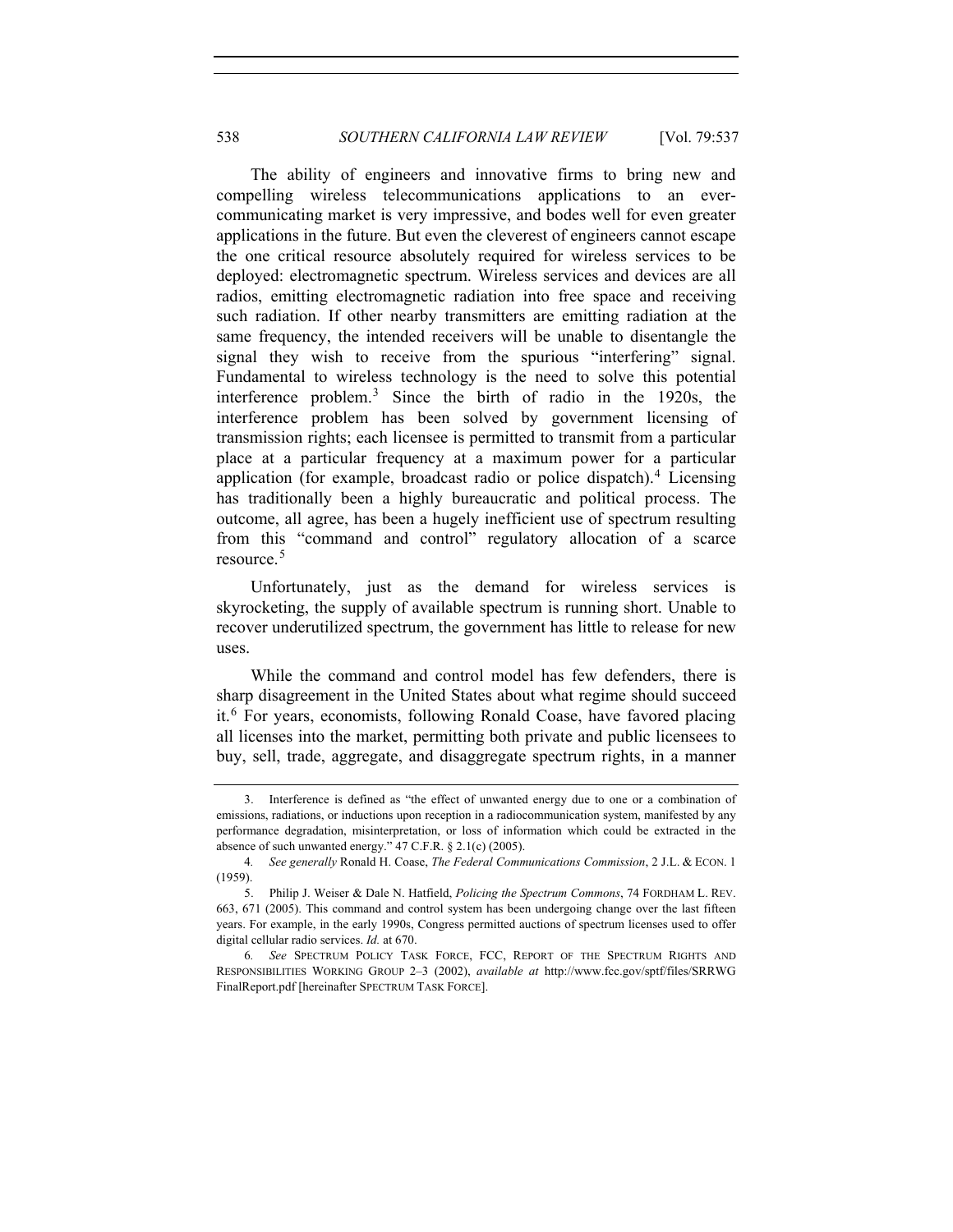The ability of engineers and innovative firms to bring new and compelling wireless telecommunications applications to an ever-communicating market is very impressive, and bodes well for even greater applications in the future. But even the cleverest of engineers cannot escape the one critical resource absolutely required for wireless services to be deployed: electromagnetic spectrum. Wireless services and devices are all radios, emitting electromagnetic radiation into free space and receiving such radiation. If other nearby transmitters are emitting radiation at the same frequency, the intended receivers will be unable to disentangle the signal they wish to receive from the spurious "interfering" signal. Fundamental to wireless technology is the need to solve this potential interference problem.[3] Since the birth of radio in the 1920s, the interference problem has been solved by government licensing of transmission rights; each licensee is permitted to transmit from a particular place at a particular frequency at a maximum power for a particular application (for example, broadcast radio or police dispatch).[4] Licensing has traditionally been a highly bureaucratic and political process. The outcome, all agree, has been a hugely inefficient use of spectrum resulting from this "command and control" regulatory allocation of a scarce resource.[5]

Unfortunately, just as the demand for wireless services is skyrocketing, the supply of available spectrum is running short. Unable to recover underutilized spectrum, the government has little to release for new uses.

While the command and control model has few defenders, there is sharp disagreement in the United States about what regime should succeed it.[6] For years, economists, following Ronald Coase, have favored placing all licenses into the market, permitting both private and public licensees to buy, sell, trade, aggregate, and disaggregate spectrum rights, in a manner

---

3. Interference is defined as "the effect of unwanted energy due to one or a combination of emissions, radiations, or inductions upon reception in a radiocommunication system, manifested by any performance degradation, misinterpretation, or loss of information which could be extracted in the absence of such unwanted energy." 47 C.F.R. § 2.1(c) (2005).

4. *See generally* Ronald H. Coase, *The Federal Communications Commission*, 2 J.L. & ECON. 1 (1959).

5. Philip J. Weiser & Dale N. Hatfield, *Policing the Spectrum Commons*, 74 FORDHAM L. REV. 663, 671 (2005). This command and control system has been undergoing change over the last fifteen years. For example, in the early 1990s, Congress permitted auctions of spectrum licenses used to offer digital cellular radio services. *Id.* at 670.

6. *See* SPECTRUM POLICY TASK FORCE, FCC, REPORT OF THE SPECTRUM RIGHTS AND RESPONSIBILITIES WORKING GROUP 2–3 (2002), *available at* http://www.fcc.gov/sptf/files/SRRWGFinalReport.pdf [hereinafter SPECTRUM TASK FORCE].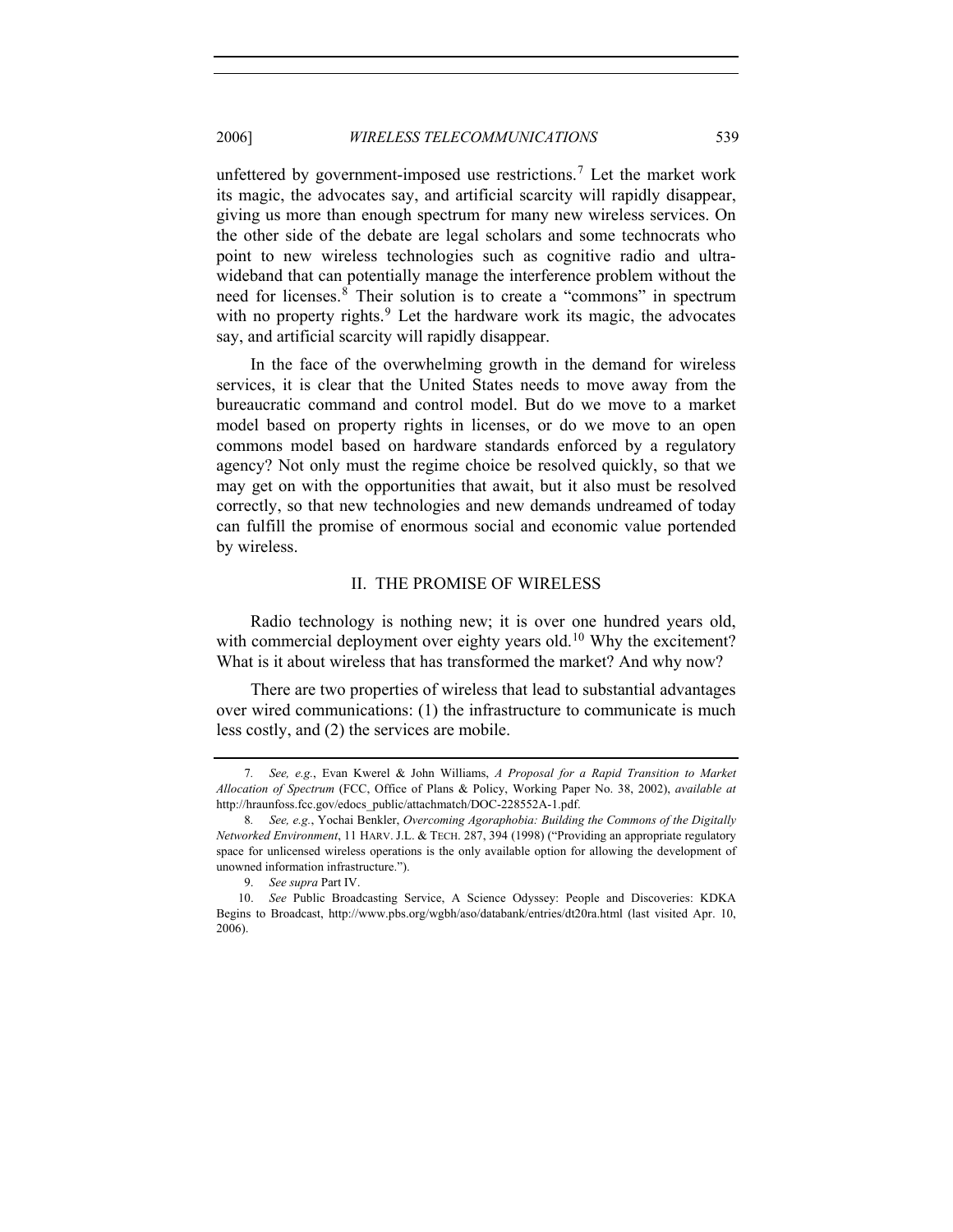unfettered by government-imposed use restrictions.[7] Let the market work its magic, the advocates say, and artificial scarcity will rapidly disappear, giving us more than enough spectrum for many new wireless services. On the other side of the debate are legal scholars and some technocrats who point to new wireless technologies such as cognitive radio and ultra-wideband that can potentially manage the interference problem without the need for licenses.[8] Their solution is to create a "commons" in spectrum with no property rights.[9] Let the hardware work its magic, the advocates say, and artificial scarcity will rapidly disappear.

In the face of the overwhelming growth in the demand for wireless services, it is clear that the United States needs to move away from the bureaucratic command and control model. But do we move to a market model based on property rights in licenses, or do we move to an open commons model based on hardware standards enforced by a regulatory agency? Not only must the regime choice be resolved quickly, so that we may get on with the opportunities that await, but it also must be resolved correctly, so that new technologies and new demands undreamed of today can fulfill the promise of enormous social and economic value portended by wireless.

## II. THE PROMISE OF WIRELESS

Radio technology is nothing new; it is over one hundred years old, with commercial deployment over eighty years old.[10] Why the excitement? What is it about wireless that has transformed the market? And why now?

There are two properties of wireless that lead to substantial advantages over wired communications: (1) the infrastructure to communicate is much less costly, and (2) the services are mobile.

---

7. *See, e.g.*, Evan Kwerel & John Williams, *A Proposal for a Rapid Transition to Market Allocation of Spectrum* (FCC, Office of Plans & Policy, Working Paper No. 38, 2002), *available at* http://hraunfoss.fcc.gov/edocs_public/attachmatch/DOC-228552A-1.pdf.

8. *See, e.g.*, Yochai Benkler, *Overcoming Agoraphobia: Building the Commons of the Digitally Networked Environment*, 11 HARV. J.L. & TECH. 287, 394 (1998) ("Providing an appropriate regulatory space for unlicensed wireless operations is the only available option for allowing the development of unowned information infrastructure.").

9. *See supra* Part IV.

10. *See* Public Broadcasting Service, A Science Odyssey: People and Discoveries: KDKA Begins to Broadcast, http://www.pbs.org/wgbh/aso/databank/entries/dt20ra.html (last visited Apr. 10, 2006).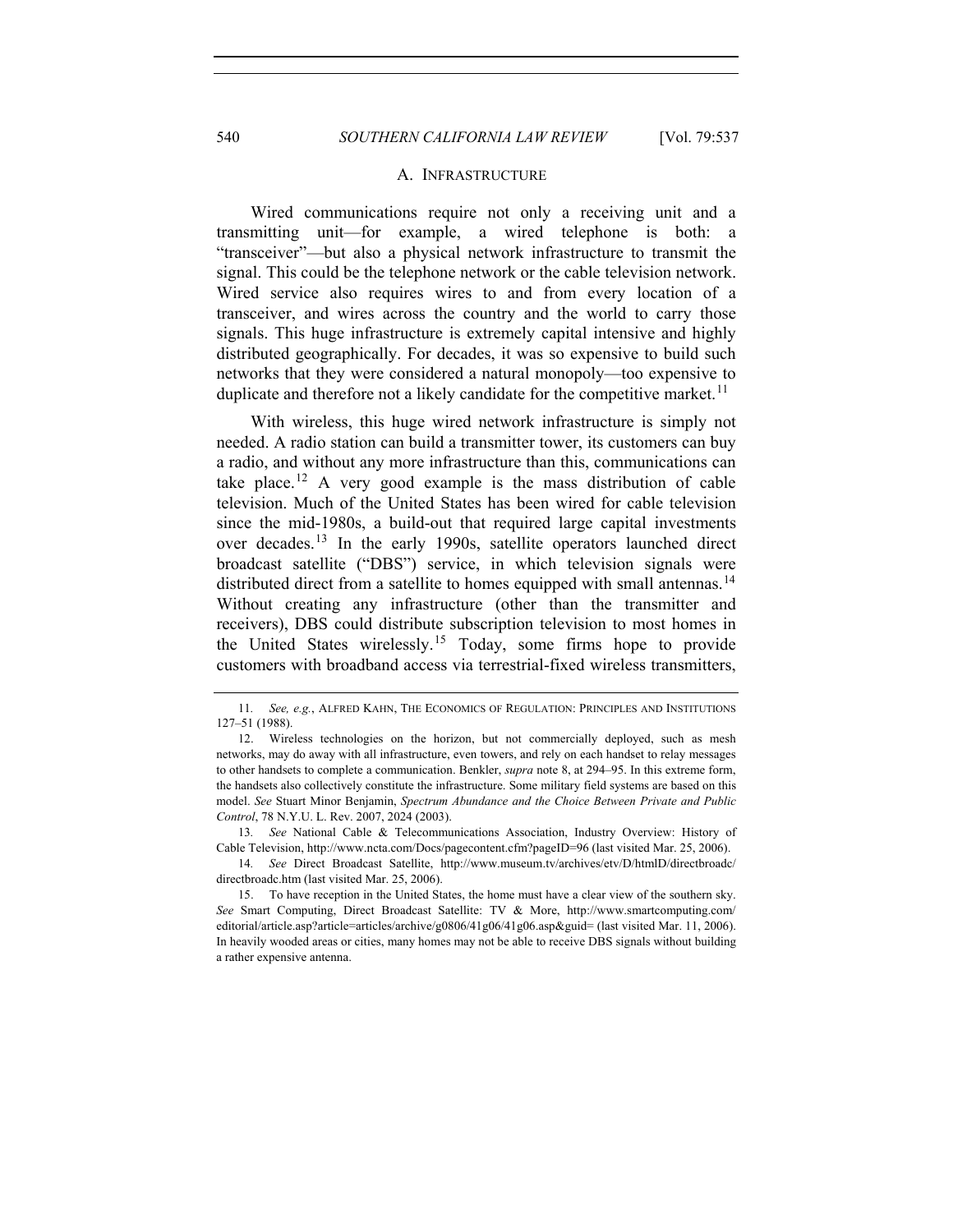### A. INFRASTRUCTURE

Wired communications require not only a receiving unit and a transmitting unit—for example, a wired telephone is both: a "transceiver"—but also a physical network infrastructure to transmit the signal. This could be the telephone network or the cable television network. Wired service also requires wires to and from every location of a transceiver, and wires across the country and the world to carry those signals. This huge infrastructure is extremely capital intensive and highly distributed geographically. For decades, it was so expensive to build such networks that they were considered a natural monopoly—too expensive to duplicate and therefore not a likely candidate for the competitive market.[11]

With wireless, this huge wired network infrastructure is simply not needed. A radio station can build a transmitter tower, its customers can buy a radio, and without any more infrastructure than this, communications can take place.[12] A very good example is the mass distribution of cable television. Much of the United States has been wired for cable television since the mid-1980s, a build-out that required large capital investments over decades.[13] In the early 1990s, satellite operators launched direct broadcast satellite ("DBS") service, in which television signals were distributed direct from a satellite to homes equipped with small antennas.[14] Without creating any infrastructure (other than the transmitter and receivers), DBS could distribute subscription television to most homes in the United States wirelessly.[15] Today, some firms hope to provide customers with broadband access via terrestrial-fixed wireless transmitters,

---

11. *See, e.g.*, ALFRED KAHN, THE ECONOMICS OF REGULATION: PRINCIPLES AND INSTITUTIONS 127–51 (1988).

12. Wireless technologies on the horizon, but not commercially deployed, such as mesh networks, may do away with all infrastructure, even towers, and rely on each handset to relay messages to other handsets to complete a communication. Benkler, *supra* note 8, at 294–95. In this extreme form, the handsets also collectively constitute the infrastructure. Some military field systems are based on this model. *See* Stuart Minor Benjamin, *Spectrum Abundance and the Choice Between Private and Public Control*, 78 N.Y.U. L. Rev. 2007, 2024 (2003).

13. *See* National Cable & Telecommunications Association, Industry Overview: History of Cable Television, http://www.ncta.com/Docs/pagecontent.cfm?pageID=96 (last visited Mar. 25, 2006).

14. *See* Direct Broadcast Satellite, http://www.museum.tv/archives/etv/D/htmlD/directbroadc/directbroadc.htm (last visited Mar. 25, 2006).

15. To have reception in the United States, the home must have a clear view of the southern sky. *See* Smart Computing, Direct Broadcast Satellite: TV & More, http://www.smartcomputing.com/editorial/article.asp?article=articles/archive/g0806/41g06/41g06.asp&guid= (last visited Mar. 11, 2006). In heavily wooded areas or cities, many homes may not be able to receive DBS signals without building a rather expensive antenna.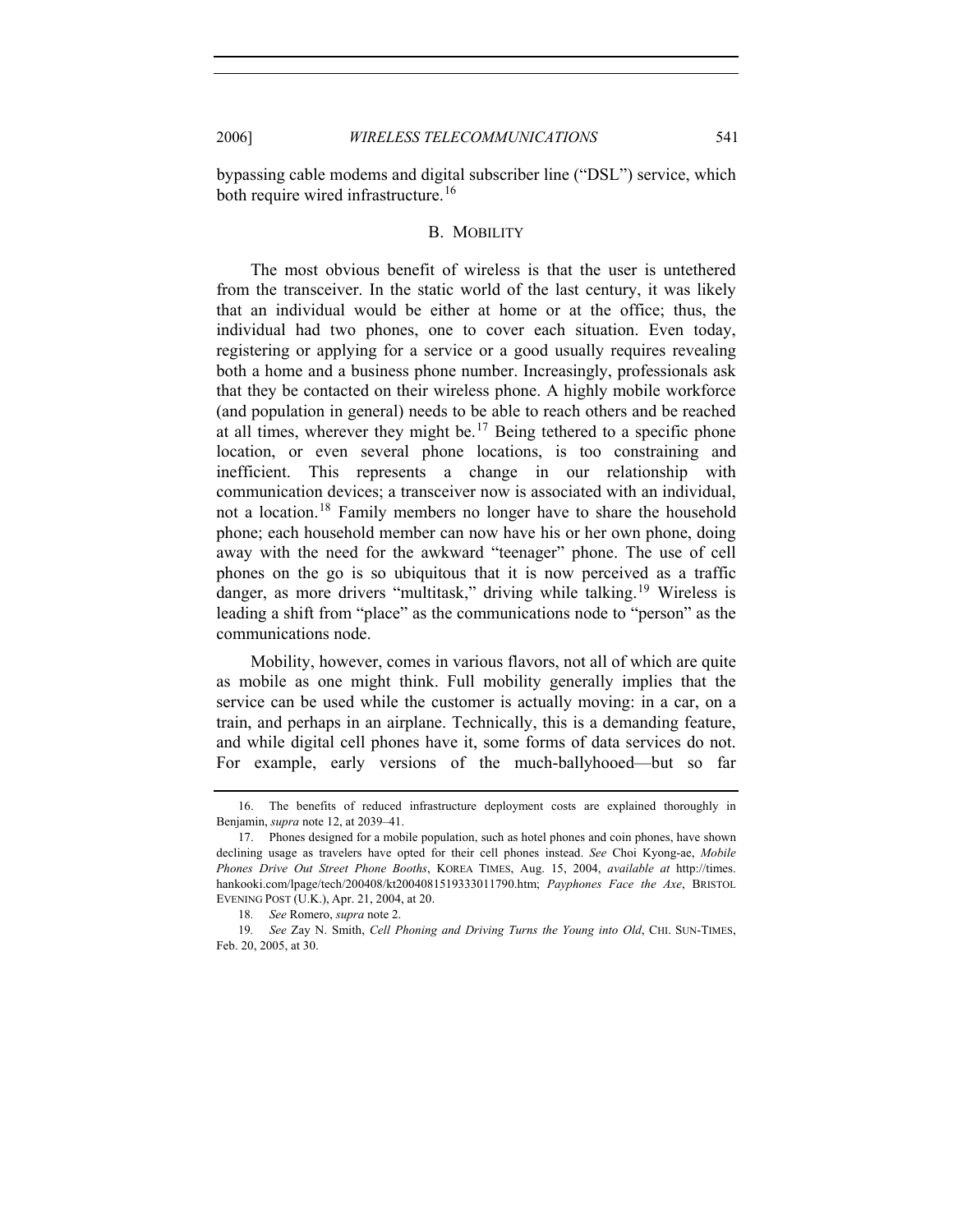bypassing cable modems and digital subscriber line ("DSL") service, which both require wired infrastructure.[16]

## B. MOBILITY

The most obvious benefit of wireless is that the user is untethered from the transceiver. In the static world of the last century, it was likely that an individual would be either at home or at the office; thus, the individual had two phones, one to cover each situation. Even today, registering or applying for a service or a good usually requires revealing both a home and a business phone number. Increasingly, professionals ask that they be contacted on their wireless phone. A highly mobile workforce (and population in general) needs to be able to reach others and be reached at all times, wherever they might be.[17] Being tethered to a specific phone location, or even several phone locations, is too constraining and inefficient. This represents a change in our relationship with communication devices; a transceiver now is associated with an individual, not a location.[18] Family members no longer have to share the household phone; each household member can now have his or her own phone, doing away with the need for the awkward "teenager" phone. The use of cell phones on the go is so ubiquitous that it is now perceived as a traffic danger, as more drivers "multitask," driving while talking.[19] Wireless is leading a shift from "place" as the communications node to "person" as the communications node.

Mobility, however, comes in various flavors, not all of which are quite as mobile as one might think. Full mobility generally implies that the service can be used while the customer is actually moving: in a car, on a train, and perhaps in an airplane. Technically, this is a demanding feature, and while digital cell phones have it, some forms of data services do not. For example, early versions of the much-ballyhooed—but so far

---

16. The benefits of reduced infrastructure deployment costs are explained thoroughly in Benjamin, *supra* note 12, at 2039–41.

17. Phones designed for a mobile population, such as hotel phones and coin phones, have shown declining usage as travelers have opted for their cell phones instead. *See* Choi Kyong-ae, *Mobile Phones Drive Out Street Phone Booths*, KOREA TIMES, Aug. 15, 2004, *available at* http://times.hankooki.com/lpage/tech/200408/kt2004081519333011790.htm; *Payphones Face the Axe*, BRISTOL EVENING POST (U.K.), Apr. 21, 2004, at 20.

18. *See* Romero, *supra* note 2.

19. *See* Zay N. Smith, *Cell Phoning and Driving Turns the Young into Old*, CHI. SUN-TIMES, Feb. 20, 2005, at 30.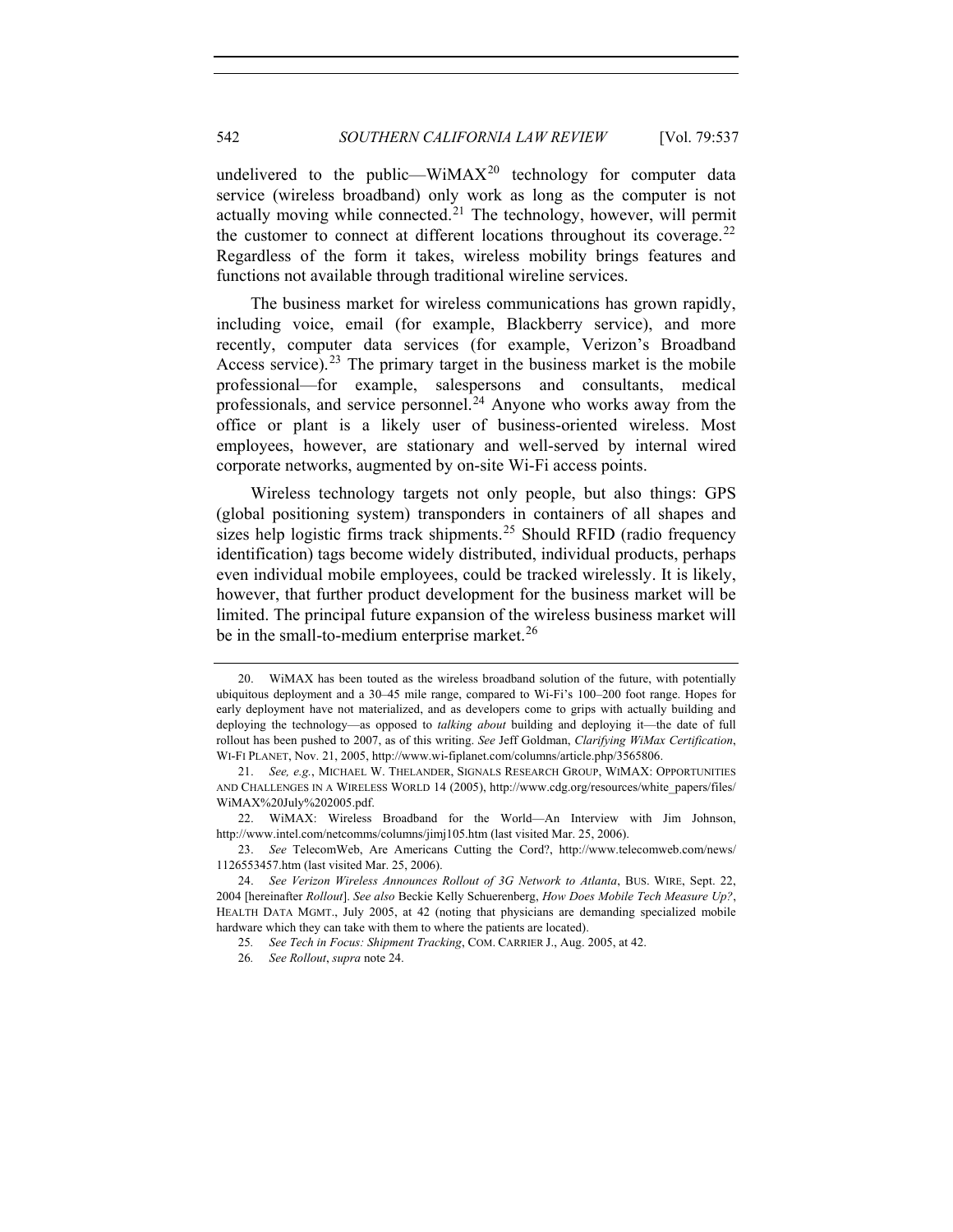undelivered to the public—WiMAX[20] technology for computer data service (wireless broadband) only work as long as the computer is not actually moving while connected.[21] The technology, however, will permit the customer to connect at different locations throughout its coverage.[22] Regardless of the form it takes, wireless mobility brings features and functions not available through traditional wireline services.

The business market for wireless communications has grown rapidly, including voice, email (for example, Blackberry service), and more recently, computer data services (for example, Verizon's Broadband Access service).[23] The primary target in the business market is the mobile professional—for example, salespersons and consultants, medical professionals, and service personnel.[24] Anyone who works away from the office or plant is a likely user of business-oriented wireless. Most employees, however, are stationary and well-served by internal wired corporate networks, augmented by on-site Wi-Fi access points.

Wireless technology targets not only people, but also things: GPS (global positioning system) transponders in containers of all shapes and sizes help logistic firms track shipments.[25] Should RFID (radio frequency identification) tags become widely distributed, individual products, perhaps even individual mobile employees, could be tracked wirelessly. It is likely, however, that further product development for the business market will be limited. The principal future expansion of the wireless business market will be in the small-to-medium enterprise market.[26]

---

20. WiMAX has been touted as the wireless broadband solution of the future, with potentially ubiquitous deployment and a 30–45 mile range, compared to Wi-Fi's 100–200 foot range. Hopes for early deployment have not materialized, and as developers come to grips with actually building and deploying the technology—as opposed to *talking about* building and deploying it—the date of full rollout has been pushed to 2007, as of this writing. *See* Jeff Goldman, *Clarifying WiMax Certification*, WI-FI PLANET, Nov. 21, 2005, http://www.wi-fiplanet.com/columns/article.php/3565806.

21. *See, e.g.*, MICHAEL W. THELANDER, SIGNALS RESEARCH GROUP, WIMAX: OPPORTUNITIES AND CHALLENGES IN A WIRELESS WORLD 14 (2005), http://www.cdg.org/resources/white_papers/files/WiMAX%20July%202005.pdf.

22. WiMAX: Wireless Broadband for the World—An Interview with Jim Johnson, http://www.intel.com/netcomms/columns/jimj105.htm (last visited Mar. 25, 2006).

23. *See* TelecomWeb, Are Americans Cutting the Cord?, http://www.telecomweb.com/news/1126553457.htm (last visited Mar. 25, 2006).

24. *See Verizon Wireless Announces Rollout of 3G Network to Atlanta*, BUS. WIRE, Sept. 22, 2004 [hereinafter *Rollout*]. *See also* Beckie Kelly Schuerenberg, *How Does Mobile Tech Measure Up?*, HEALTH DATA MGMT., July 2005, at 42 (noting that physicians are demanding specialized mobile hardware which they can take with them to where the patients are located).

25. *See Tech in Focus: Shipment Tracking*, COM. CARRIER J., Aug. 2005, at 42.

26. *See Rollout*, *supra* note 24.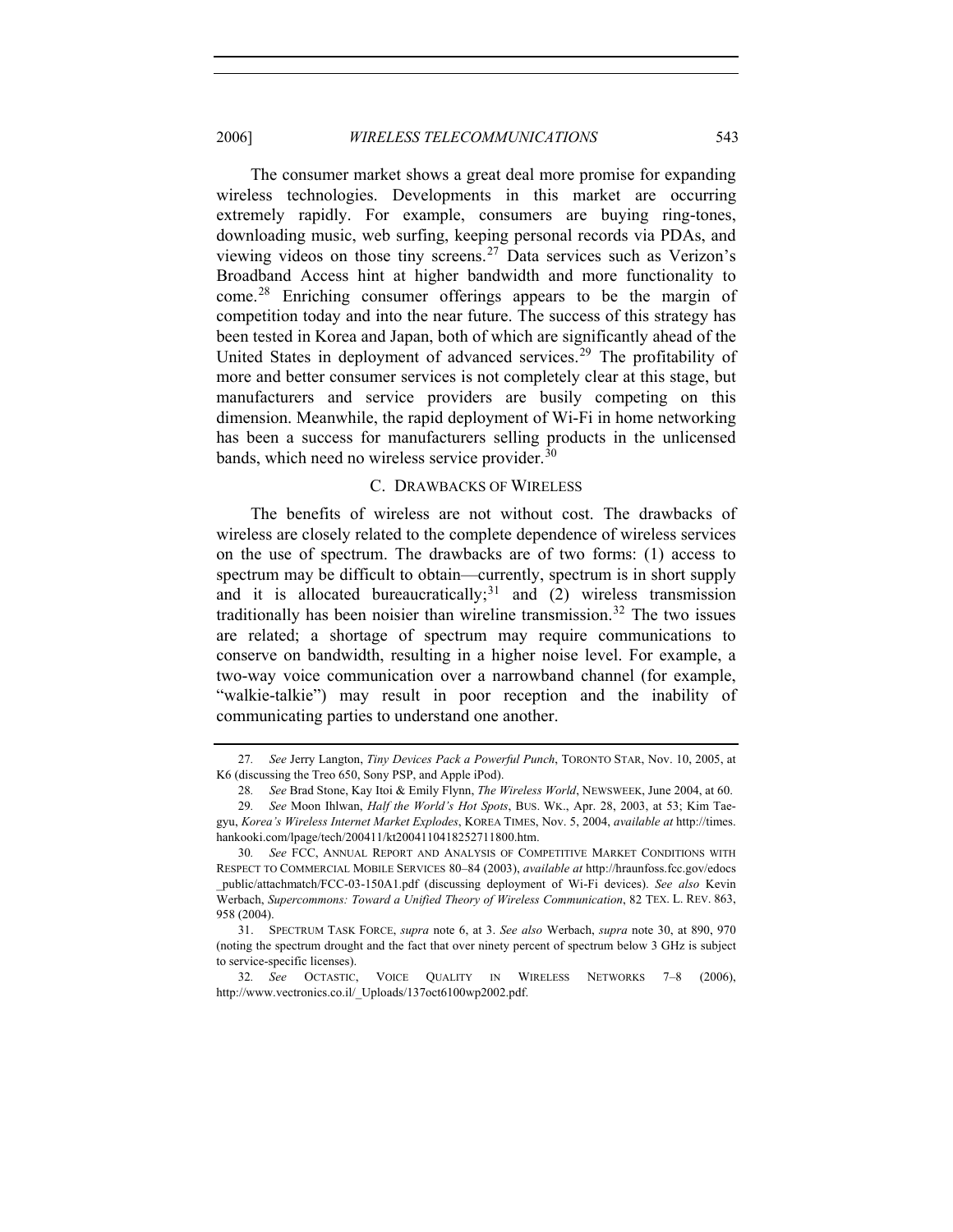The consumer market shows a great deal more promise for expanding wireless technologies. Developments in this market are occurring extremely rapidly. For example, consumers are buying ring-tones, downloading music, web surfing, keeping personal records via PDAs, and viewing videos on those tiny screens.[27] Data services such as Verizon's Broadband Access hint at higher bandwidth and more functionality to come.[28] Enriching consumer offerings appears to be the margin of competition today and into the near future. The success of this strategy has been tested in Korea and Japan, both of which are significantly ahead of the United States in deployment of advanced services.[29] The profitability of more and better consumer services is not completely clear at this stage, but manufacturers and service providers are busily competing on this dimension. Meanwhile, the rapid deployment of Wi-Fi in home networking has been a success for manufacturers selling products in the unlicensed bands, which need no wireless service provider.[30]

### C. DRAWBACKS OF WIRELESS

The benefits of wireless are not without cost. The drawbacks of wireless are closely related to the complete dependence of wireless services on the use of spectrum. The drawbacks are of two forms: (1) access to spectrum may be difficult to obtain—currently, spectrum is in short supply and it is allocated bureaucratically;[31] and (2) wireless transmission traditionally has been noisier than wireline transmission.[32] The two issues are related; a shortage of spectrum may require communications to conserve on bandwidth, resulting in a higher noise level. For example, a two-way voice communication over a narrowband channel (for example, "walkie-talkie") may result in poor reception and the inability of communicating parties to understand one another.

---

27. *See* Jerry Langton, *Tiny Devices Pack a Powerful Punch*, TORONTO STAR, Nov. 10, 2005, at K6 (discussing the Treo 650, Sony PSP, and Apple iPod).

28. *See* Brad Stone, Kay Itoi & Emily Flynn, *The Wireless World*, NEWSWEEK, June 2004, at 60.

29. *See* Moon Ihlwan, *Half the World's Hot Spots*, BUS. WK., Apr. 28, 2003, at 53; Kim Tae-gyu, *Korea's Wireless Internet Market Explodes*, KOREA TIMES, Nov. 5, 2004, *available at* http://times.hankooki.com/lpage/tech/200411/kt2004110418252711800.htm.

30. *See* FCC, ANNUAL REPORT AND ANALYSIS OF COMPETITIVE MARKET CONDITIONS WITH RESPECT TO COMMERCIAL MOBILE SERVICES 80–84 (2003), *available at* http://hraunfoss.fcc.gov/edocs_public/attachmatch/FCC-03-150A1.pdf (discussing deployment of Wi-Fi devices). *See also* Kevin Werbach, *Supercommons: Toward a Unified Theory of Wireless Communication*, 82 TEX. L. REV. 863, 958 (2004).

31. SPECTRUM TASK FORCE, *supra* note 6, at 3. *See also* Werbach, *supra* note 30, at 890, 970 (noting the spectrum drought and the fact that over ninety percent of spectrum below 3 GHz is subject to service-specific licenses).

32. *See* OCTASTIC, VOICE QUALITY IN WIRELESS NETWORKS 7–8 (2006), http://www.vectronics.co.il/_Uploads/137oct6100wp2002.pdf.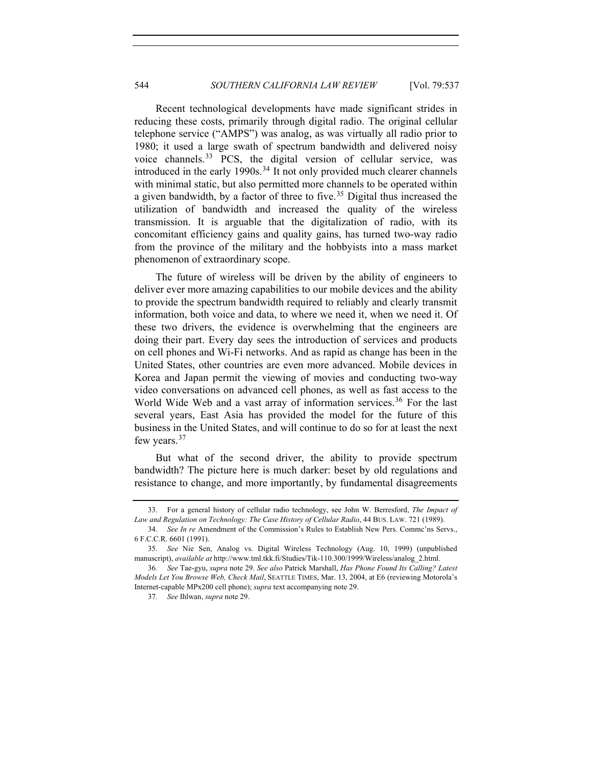Recent technological developments have made significant strides in reducing these costs, primarily through digital radio. The original cellular telephone service ("AMPS") was analog, as was virtually all radio prior to 1980; it used a large swath of spectrum bandwidth and delivered noisy voice channels.[33] PCS, the digital version of cellular service, was introduced in the early 1990s.[34] It not only provided much clearer channels with minimal static, but also permitted more channels to be operated within a given bandwidth, by a factor of three to five.[35] Digital thus increased the utilization of bandwidth and increased the quality of the wireless transmission. It is arguable that the digitalization of radio, with its concomitant efficiency gains and quality gains, has turned two-way radio from the province of the military and the hobbyists into a mass market phenomenon of extraordinary scope.

The future of wireless will be driven by the ability of engineers to deliver ever more amazing capabilities to our mobile devices and the ability to provide the spectrum bandwidth required to reliably and clearly transmit information, both voice and data, to where we need it, when we need it. Of these two drivers, the evidence is overwhelming that the engineers are doing their part. Every day sees the introduction of services and products on cell phones and Wi-Fi networks. And as rapid as change has been in the United States, other countries are even more advanced. Mobile devices in Korea and Japan permit the viewing of movies and conducting two-way video conversations on advanced cell phones, as well as fast access to the World Wide Web and a vast array of information services.[36] For the last several years, East Asia has provided the model for the future of this business in the United States, and will continue to do so for at least the next few years.[37]

But what of the second driver, the ability to provide spectrum bandwidth? The picture here is much darker: beset by old regulations and resistance to change, and more importantly, by fundamental disagreements

---

33. For a general history of cellular radio technology, see John W. Berresford, *The Impact of Law and Regulation on Technology: The Case History of Cellular Radio*, 44 BUS. LAW. 721 (1989).

34. *See In re* Amendment of the Commission's Rules to Establish New Pers. Commc'ns Servs., 6 F.C.C.R. 6601 (1991).

35. *See* Nie Sen, Analog vs. Digital Wireless Technology (Aug. 10, 1999) (unpublished manuscript), *available at* http://www.tml.tkk.fi/Studies/Tik-110.300/1999/Wireless/analog_2.html.

36. *See* Tae-gyu, *supra* note 29. *See also* Patrick Marshall, *Has Phone Found Its Calling? Latest Models Let You Browse Web, Check Mail*, SEATTLE TIMES, Mar. 13, 2004, at E6 (reviewing Motorola's Internet-capable MPx200 cell phone); *supra* text accompanying note 29.

37. *See* Ihlwan, *supra* note 29.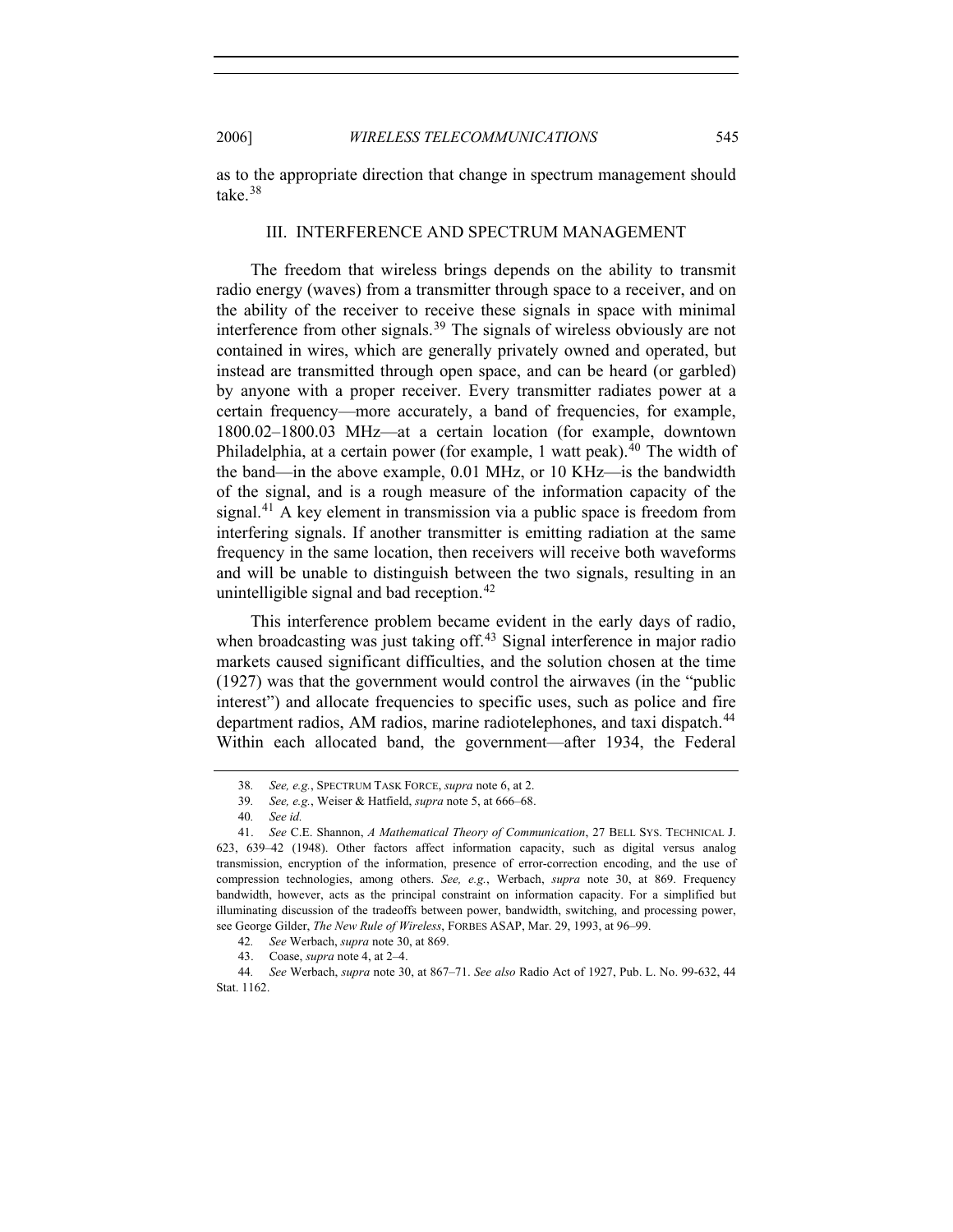as to the appropriate direction that change in spectrum management should take.[38]

## III. INTERFERENCE AND SPECTRUM MANAGEMENT

The freedom that wireless brings depends on the ability to transmit radio energy (waves) from a transmitter through space to a receiver, and on the ability of the receiver to receive these signals in space with minimal interference from other signals.[39] The signals of wireless obviously are not contained in wires, which are generally privately owned and operated, but instead are transmitted through open space, and can be heard (or garbled) by anyone with a proper receiver. Every transmitter radiates power at a certain frequency—more accurately, a band of frequencies, for example, 1800.02–1800.03 MHz—at a certain location (for example, downtown Philadelphia, at a certain power (for example, 1 watt peak).[40] The width of the band—in the above example, 0.01 MHz, or 10 KHz—is the bandwidth of the signal, and is a rough measure of the information capacity of the signal.[41] A key element in transmission via a public space is freedom from interfering signals. If another transmitter is emitting radiation at the same frequency in the same location, then receivers will receive both waveforms and will be unable to distinguish between the two signals, resulting in an unintelligible signal and bad reception.[42]

This interference problem became evident in the early days of radio, when broadcasting was just taking off.[43] Signal interference in major radio markets caused significant difficulties, and the solution chosen at the time (1927) was that the government would control the airwaves (in the "public interest") and allocate frequencies to specific uses, such as police and fire department radios, AM radios, marine radiotelephones, and taxi dispatch.[44] Within each allocated band, the government—after 1934, the Federal

---

38. *See, e.g.*, SPECTRUM TASK FORCE, *supra* note 6, at 2.

39. *See, e.g.*, Weiser & Hatfield, *supra* note 5, at 666–68.

40. *See id.*

41. *See* C.E. Shannon, *A Mathematical Theory of Communication*, 27 BELL SYS. TECHNICAL J. 623, 639–42 (1948). Other factors affect information capacity, such as digital versus analog transmission, encryption of the information, presence of error-correction encoding, and the use of compression technologies, among others. *See, e.g.*, Werbach, *supra* note 30, at 869. Frequency bandwidth, however, acts as the principal constraint on information capacity. For a simplified but illuminating discussion of the tradeoffs between power, bandwidth, switching, and processing power, see George Gilder, *The New Rule of Wireless*, FORBES ASAP, Mar. 29, 1993, at 96–99.

42. *See* Werbach, *supra* note 30, at 869.

43. Coase, *supra* note 4, at 2–4.

44. *See* Werbach, *supra* note 30, at 867–71. *See also* Radio Act of 1927, Pub. L. No. 99-632, 44 Stat. 1162.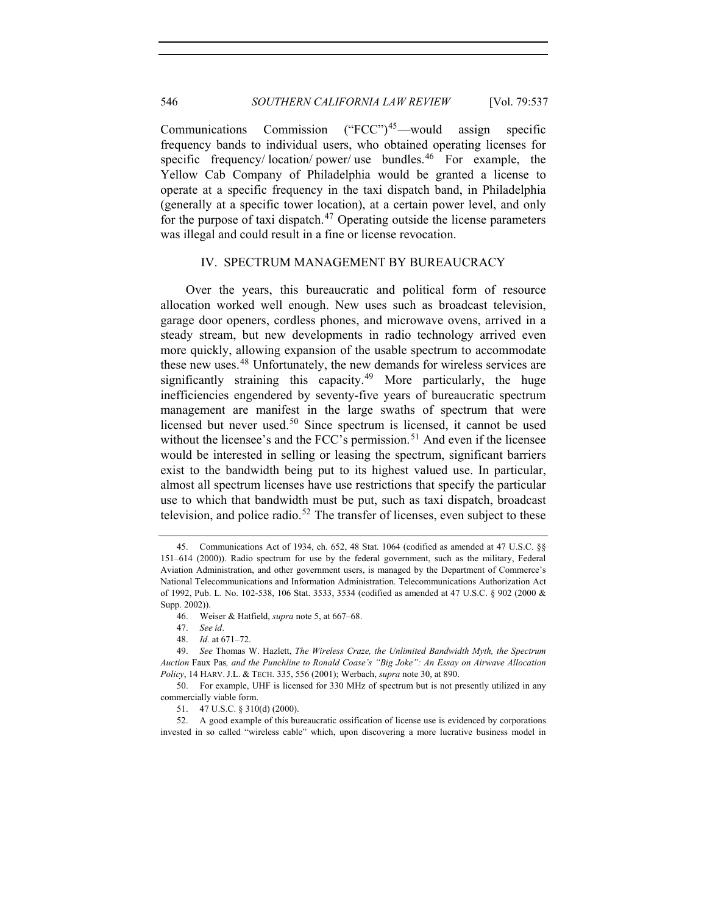Communications Commission ("FCC")[45]—would assign specific frequency bands to individual users, who obtained operating licenses for specific frequency/ location/ power/ use bundles.[46] For example, the Yellow Cab Company of Philadelphia would be granted a license to operate at a specific frequency in the taxi dispatch band, in Philadelphia (generally at a specific tower location), at a certain power level, and only for the purpose of taxi dispatch.[47] Operating outside the license parameters was illegal and could result in a fine or license revocation.

## IV. SPECTRUM MANAGEMENT BY BUREAUCRACY

Over the years, this bureaucratic and political form of resource allocation worked well enough. New uses such as broadcast television, garage door openers, cordless phones, and microwave ovens, arrived in a steady stream, but new developments in radio technology arrived even more quickly, allowing expansion of the usable spectrum to accommodate these new uses.[48] Unfortunately, the new demands for wireless services are significantly straining this capacity.[49] More particularly, the huge inefficiencies engendered by seventy-five years of bureaucratic spectrum management are manifest in the large swaths of spectrum that were licensed but never used.[50] Since spectrum is licensed, it cannot be used without the licensee's and the FCC's permission.[51] And even if the licensee would be interested in selling or leasing the spectrum, significant barriers exist to the bandwidth being put to its highest valued use. In particular, almost all spectrum licenses have use restrictions that specify the particular use to which that bandwidth must be put, such as taxi dispatch, broadcast television, and police radio.[52] The transfer of licenses, even subject to these

---

45. Communications Act of 1934, ch. 652, 48 Stat. 1064 (codified as amended at 47 U.S.C. §§ 151–614 (2000)). Radio spectrum for use by the federal government, such as the military, Federal Aviation Administration, and other government users, is managed by the Department of Commerce's National Telecommunications and Information Administration. Telecommunications Authorization Act of 1992, Pub. L. No. 102-538, 106 Stat. 3533, 3534 (codified as amended at 47 U.S.C. § 902 (2000 & Supp. 2002)).

46. Weiser & Hatfield, *supra* note 5, at 667–68.

47. *See id*.

48. *Id.* at 671–72.

49. *See* Thomas W. Hazlett, *The Wireless Craze, the Unlimited Bandwidth Myth, the Spectrum Auction* Faux Pas*, and the Punchline to Ronald Coase's "Big Joke": An Essay on Airwave Allocation Policy*, 14 HARV. J.L. & TECH. 335, 556 (2001); Werbach, *supra* note 30, at 890.

50. For example, UHF is licensed for 330 MHz of spectrum but is not presently utilized in any commercially viable form.

51. 47 U.S.C. § 310(d) (2000).

52. A good example of this bureaucratic ossification of license use is evidenced by corporations invested in so called "wireless cable" which, upon discovering a more lucrative business model in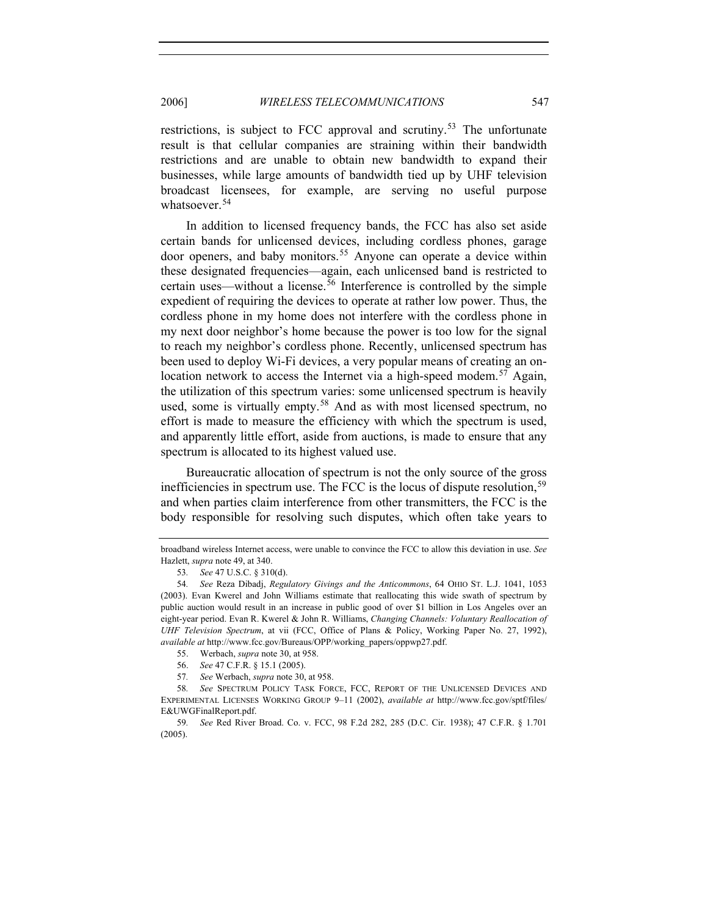restrictions, is subject to FCC approval and scrutiny.[53] The unfortunate result is that cellular companies are straining within their bandwidth restrictions and are unable to obtain new bandwidth to expand their businesses, while large amounts of bandwidth tied up by UHF television broadcast licensees, for example, are serving no useful purpose whatsoever.[54]

In addition to licensed frequency bands, the FCC has also set aside certain bands for unlicensed devices, including cordless phones, garage door openers, and baby monitors.[55] Anyone can operate a device within these designated frequencies—again, each unlicensed band is restricted to certain uses—without a license.[56] Interference is controlled by the simple expedient of requiring the devices to operate at rather low power. Thus, the cordless phone in my home does not interfere with the cordless phone in my next door neighbor's home because the power is too low for the signal to reach my neighbor's cordless phone. Recently, unlicensed spectrum has been used to deploy Wi-Fi devices, a very popular means of creating an on-location network to access the Internet via a high-speed modem.[57] Again, the utilization of this spectrum varies: some unlicensed spectrum is heavily used, some is virtually empty.[58] And as with most licensed spectrum, no effort is made to measure the efficiency with which the spectrum is used, and apparently little effort, aside from auctions, is made to ensure that any spectrum is allocated to its highest valued use.

Bureaucratic allocation of spectrum is not the only source of the gross inefficiencies in spectrum use. The FCC is the locus of dispute resolution,[59] and when parties claim interference from other transmitters, the FCC is the body responsible for resolving such disputes, which often take years to

---

broadband wireless Internet access, were unable to convince the FCC to allow this deviation in use. *See* Hazlett, *supra* note 49, at 340.

53. *See* 47 U.S.C. § 310(d).

54. *See* Reza Dibadj, *Regulatory Givings and the Anticommons*, 64 OHIO ST. L.J. 1041, 1053 (2003). Evan Kwerel and John Williams estimate that reallocating this wide swath of spectrum by public auction would result in an increase in public good of over $1 billion in Los Angeles over an eight-year period. Evan R. Kwerel & John R. Williams, *Changing Channels: Voluntary Reallocation of UHF Television Spectrum*, at vii (FCC, Office of Plans & Policy, Working Paper No. 27, 1992), *available at* http://www.fcc.gov/Bureaus/OPP/working_papers/oppwp27.pdf.

55. Werbach, *supra* note 30, at 958.

56. *See* 47 C.F.R. § 15.1 (2005).

57. *See* Werbach, *supra* note 30, at 958.

58. *See* SPECTRUM POLICY TASK FORCE, FCC, REPORT OF THE UNLICENSED DEVICES AND EXPERIMENTAL LICENSES WORKING GROUP 9–11 (2002), *available at* http://www.fcc.gov/sptf/files/E&UWGFinalReport.pdf.

59. *See* Red River Broad. Co. v. FCC, 98 F.2d 282, 285 (D.C. Cir. 1938); 47 C.F.R. § 1.701 (2005).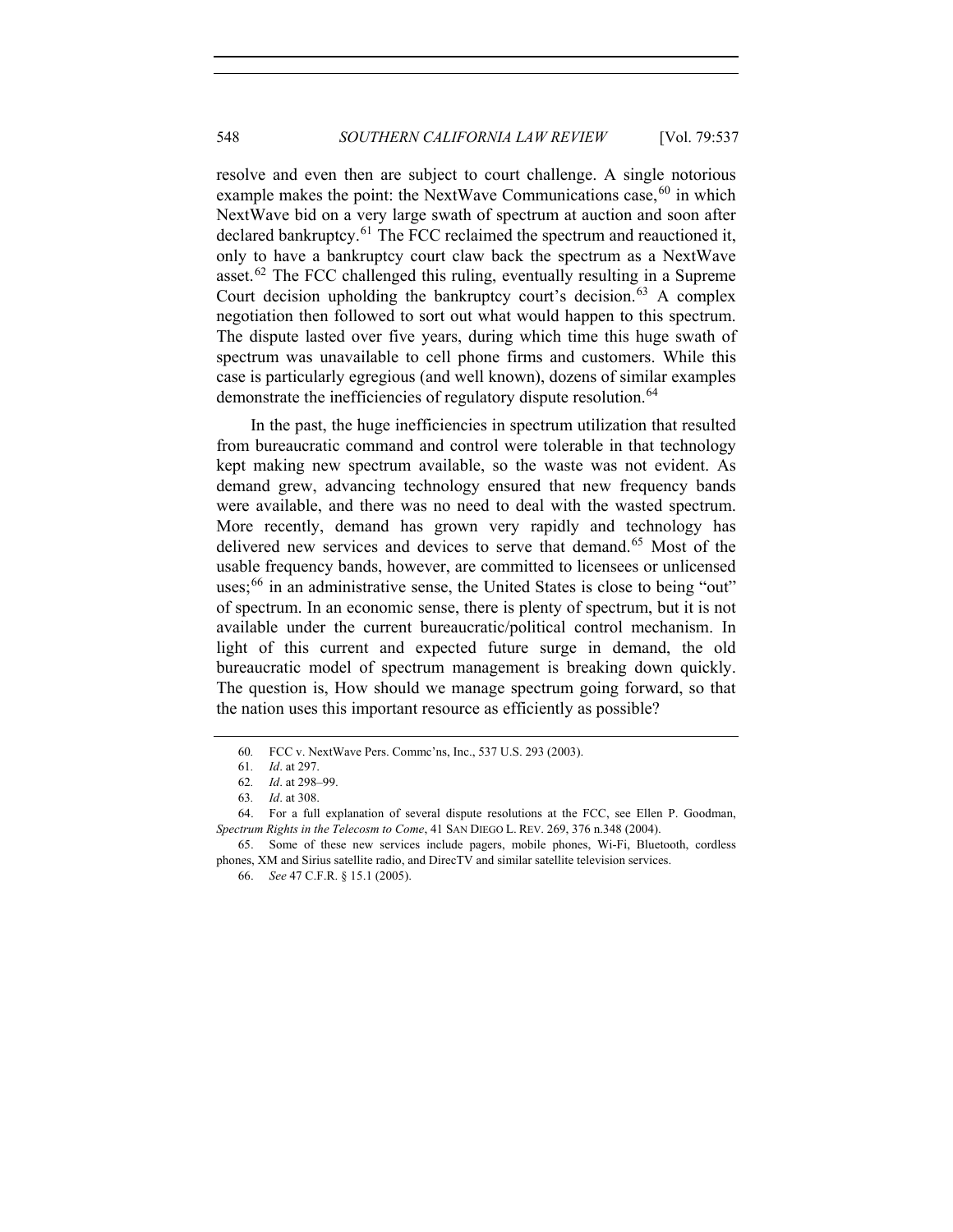resolve and even then are subject to court challenge. A single notorious example makes the point: the NextWave Communications case,[60] in which NextWave bid on a very large swath of spectrum at auction and soon after declared bankruptcy.[61] The FCC reclaimed the spectrum and reauctioned it, only to have a bankruptcy court claw back the spectrum as a NextWave asset.[62] The FCC challenged this ruling, eventually resulting in a Supreme Court decision upholding the bankruptcy court's decision.[63] A complex negotiation then followed to sort out what would happen to this spectrum. The dispute lasted over five years, during which time this huge swath of spectrum was unavailable to cell phone firms and customers. While this case is particularly egregious (and well known), dozens of similar examples demonstrate the inefficiencies of regulatory dispute resolution.[64]

In the past, the huge inefficiencies in spectrum utilization that resulted from bureaucratic command and control were tolerable in that technology kept making new spectrum available, so the waste was not evident. As demand grew, advancing technology ensured that new frequency bands were available, and there was no need to deal with the wasted spectrum. More recently, demand has grown very rapidly and technology has delivered new services and devices to serve that demand.[65] Most of the usable frequency bands, however, are committed to licensees or unlicensed uses;[66] in an administrative sense, the United States is close to being "out" of spectrum. In an economic sense, there is plenty of spectrum, but it is not available under the current bureaucratic/political control mechanism. In light of this current and expected future surge in demand, the old bureaucratic model of spectrum management is breaking down quickly. The question is, How should we manage spectrum going forward, so that the nation uses this important resource as efficiently as possible?

---

60. FCC v. NextWave Pers. Commc'ns, Inc., 537 U.S. 293 (2003).

61. *Id*. at 297.

62. *Id*. at 298–99.

63. *Id*. at 308.

64. For a full explanation of several dispute resolutions at the FCC, see Ellen P. Goodman, *Spectrum Rights in the Telecosm to Come*, 41 SAN DIEGO L. REV. 269, 376 n.348 (2004).

65. Some of these new services include pagers, mobile phones, Wi-Fi, Bluetooth, cordless phones, XM and Sirius satellite radio, and DirecTV and similar satellite television services.

66. *See* 47 C.F.R. § 15.1 (2005).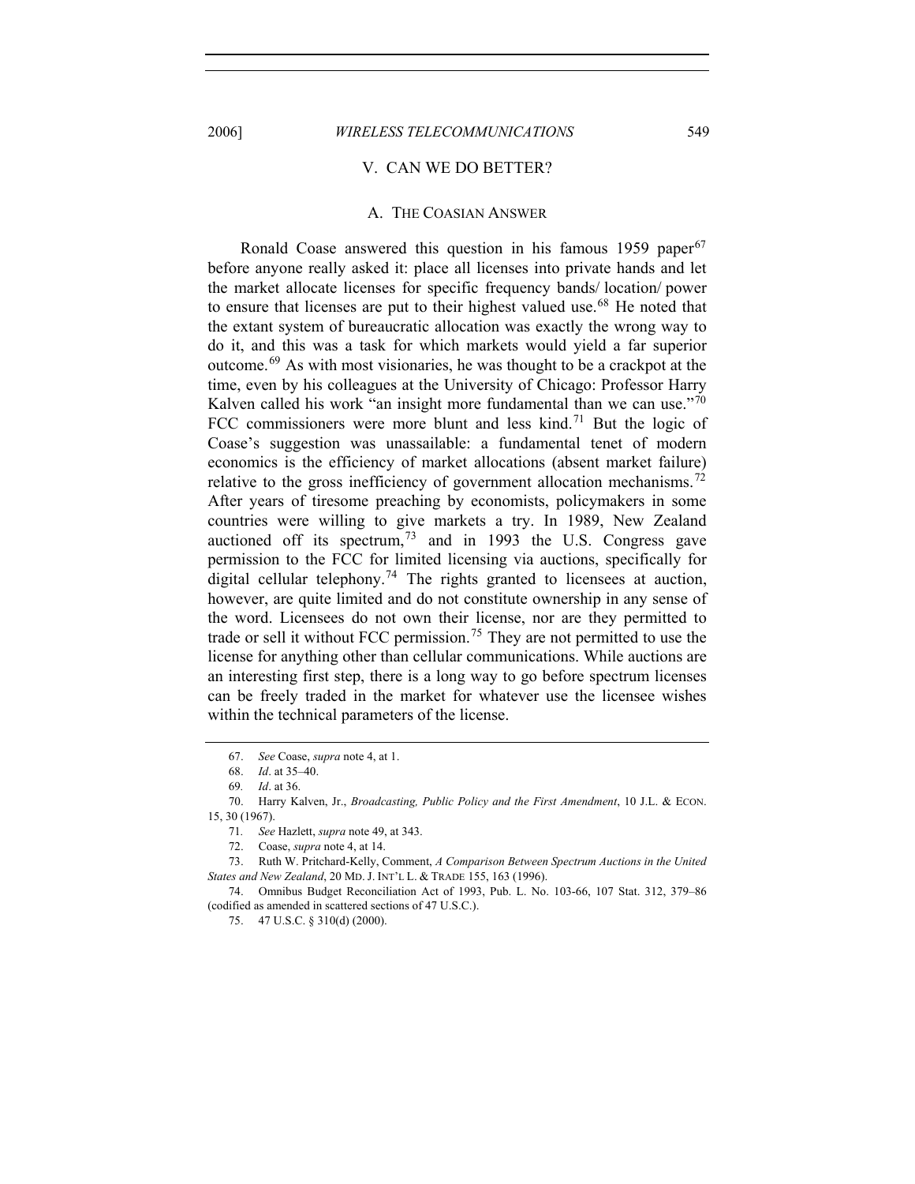## V. CAN WE DO BETTER?

### A. THE COASIAN ANSWER

Ronald Coase answered this question in his famous 1959 paper[67] before anyone really asked it: place all licenses into private hands and let the market allocate licenses for specific frequency bands/ location/ power to ensure that licenses are put to their highest valued use.[68] He noted that the extant system of bureaucratic allocation was exactly the wrong way to do it, and this was a task for which markets would yield a far superior outcome.[69] As with most visionaries, he was thought to be a crackpot at the time, even by his colleagues at the University of Chicago: Professor Harry Kalven called his work "an insight more fundamental than we can use."[70] FCC commissioners were more blunt and less kind.[71] But the logic of Coase's suggestion was unassailable: a fundamental tenet of modern economics is the efficiency of market allocations (absent market failure) relative to the gross inefficiency of government allocation mechanisms.[72] After years of tiresome preaching by economists, policymakers in some countries were willing to give markets a try. In 1989, New Zealand auctioned off its spectrum,[73] and in 1993 the U.S. Congress gave permission to the FCC for limited licensing via auctions, specifically for digital cellular telephony.[74] The rights granted to licensees at auction, however, are quite limited and do not constitute ownership in any sense of the word. Licensees do not own their license, nor are they permitted to trade or sell it without FCC permission.[75] They are not permitted to use the license for anything other than cellular communications. While auctions are an interesting first step, there is a long way to go before spectrum licenses can be freely traded in the market for whatever use the licensee wishes within the technical parameters of the license.

---

67. *See* Coase, *supra* note 4, at 1.

68. *Id*. at 35–40.

69. *Id*. at 36.

70. Harry Kalven, Jr., *Broadcasting, Public Policy and the First Amendment*, 10 J.L. & ECON. 15, 30 (1967).

71. *See* Hazlett, *supra* note 49, at 343.

72. Coase, *supra* note 4, at 14.

73. Ruth W. Pritchard-Kelly, Comment, *A Comparison Between Spectrum Auctions in the United States and New Zealand*, 20 MD. J. INT'L L. & TRADE 155, 163 (1996).

74. Omnibus Budget Reconciliation Act of 1993, Pub. L. No. 103-66, 107 Stat. 312, 379–86 (codified as amended in scattered sections of 47 U.S.C.).

75. 47 U.S.C. § 310(d) (2000).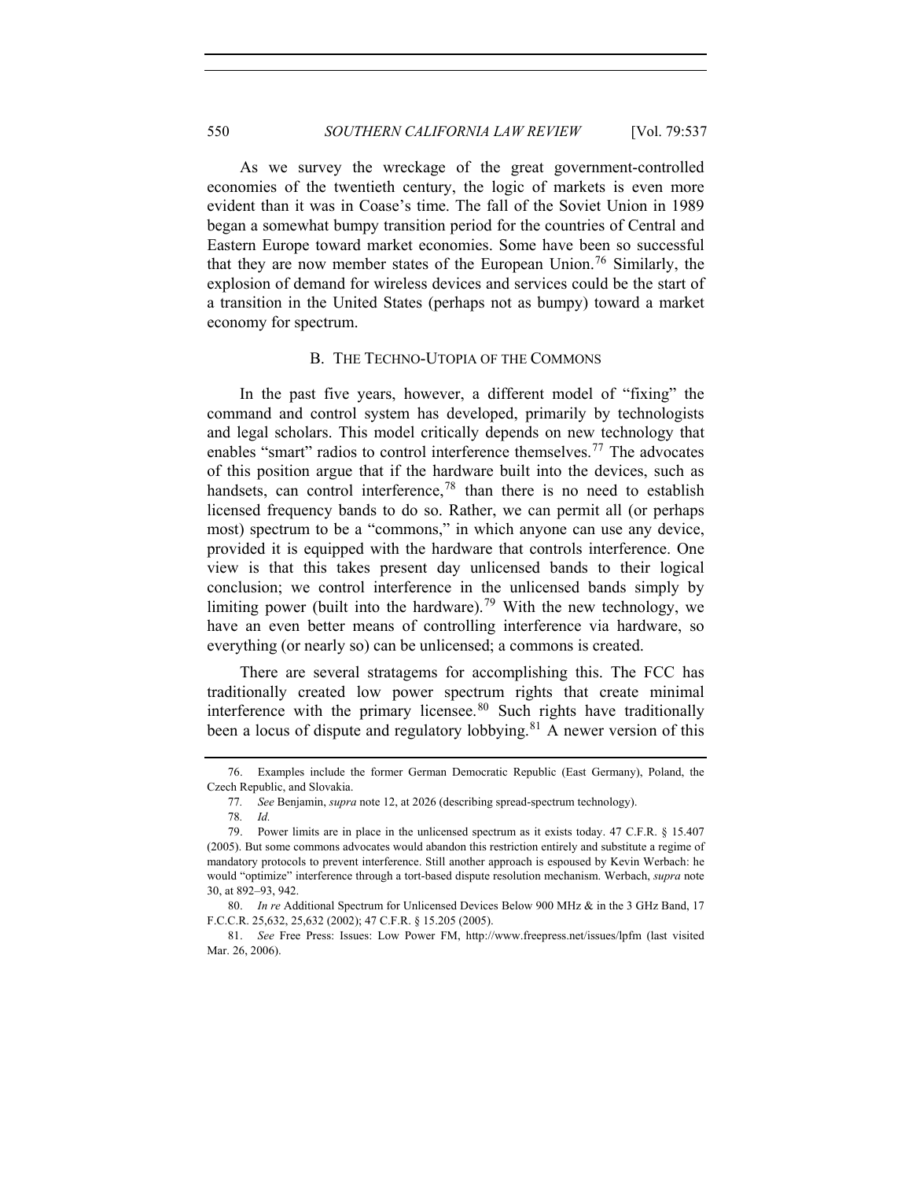As we survey the wreckage of the great government-controlled economies of the twentieth century, the logic of markets is even more evident than it was in Coase's time. The fall of the Soviet Union in 1989 began a somewhat bumpy transition period for the countries of Central and Eastern Europe toward market economies. Some have been so successful that they are now member states of the European Union.[76] Similarly, the explosion of demand for wireless devices and services could be the start of a transition in the United States (perhaps not as bumpy) toward a market economy for spectrum.

### B. THE TECHNO-UTOPIA OF THE COMMONS

In the past five years, however, a different model of "fixing" the command and control system has developed, primarily by technologists and legal scholars. This model critically depends on new technology that enables "smart" radios to control interference themselves.[77] The advocates of this position argue that if the hardware built into the devices, such as handsets, can control interference,[78] than there is no need to establish licensed frequency bands to do so. Rather, we can permit all (or perhaps most) spectrum to be a "commons," in which anyone can use any device, provided it is equipped with the hardware that controls interference. One view is that this takes present day unlicensed bands to their logical conclusion; we control interference in the unlicensed bands simply by limiting power (built into the hardware).[79] With the new technology, we have an even better means of controlling interference via hardware, so everything (or nearly so) can be unlicensed; a commons is created.

There are several stratagems for accomplishing this. The FCC has traditionally created low power spectrum rights that create minimal interference with the primary licensee.[80] Such rights have traditionally been a locus of dispute and regulatory lobbying.[81] A newer version of this

---

76. Examples include the former German Democratic Republic (East Germany), Poland, the Czech Republic, and Slovakia.

77. *See* Benjamin, *supra* note 12, at 2026 (describing spread-spectrum technology).

78. *Id.*

79. Power limits are in place in the unlicensed spectrum as it exists today. 47 C.F.R. § 15.407 (2005). But some commons advocates would abandon this restriction entirely and substitute a regime of mandatory protocols to prevent interference. Still another approach is espoused by Kevin Werbach: he would "optimize" interference through a tort-based dispute resolution mechanism. Werbach, *supra* note 30, at 892–93, 942.

80. *In re* Additional Spectrum for Unlicensed Devices Below 900 MHz & in the 3 GHz Band, 17 F.C.C.R. 25,632, 25,632 (2002); 47 C.F.R. § 15.205 (2005).

81. *See* Free Press: Issues: Low Power FM, http://www.freepress.net/issues/lpfm (last visited Mar. 26, 2006).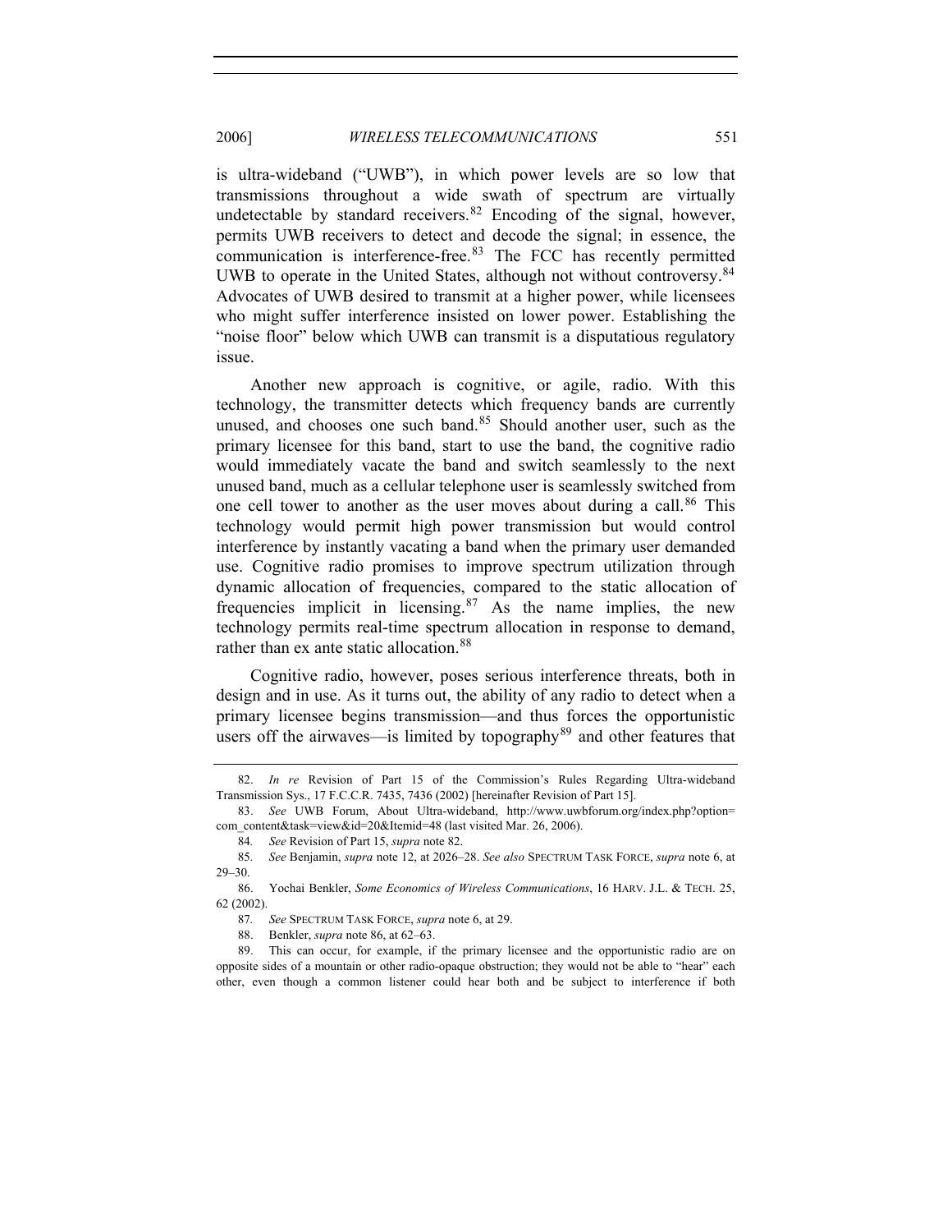is ultra-wideband ("UWB"), in which power levels are so low that transmissions throughout a wide swath of spectrum are virtually undetectable by standard receivers.[82] Encoding of the signal, however, permits UWB receivers to detect and decode the signal; in essence, the communication is interference-free.[83] The FCC has recently permitted UWB to operate in the United States, although not without controversy.[84] Advocates of UWB desired to transmit at a higher power, while licensees who might suffer interference insisted on lower power. Establishing the "noise floor" below which UWB can transmit is a disputatious regulatory issue.

Another new approach is cognitive, or agile, radio. With this technology, the transmitter detects which frequency bands are currently unused, and chooses one such band.[85] Should another user, such as the primary licensee for this band, start to use the band, the cognitive radio would immediately vacate the band and switch seamlessly to the next unused band, much as a cellular telephone user is seamlessly switched from one cell tower to another as the user moves about during a call.[86] This technology would permit high power transmission but would control interference by instantly vacating a band when the primary user demanded use. Cognitive radio promises to improve spectrum utilization through dynamic allocation of frequencies, compared to the static allocation of frequencies implicit in licensing.[87] As the name implies, the new technology permits real-time spectrum allocation in response to demand, rather than ex ante static allocation.[88]

Cognitive radio, however, poses serious interference threats, both in design and in use. As it turns out, the ability of any radio to detect when a primary licensee begins transmission—and thus forces the opportunistic users off the airwaves—is limited by topography[89] and other features that

---

82. *In re* Revision of Part 15 of the Commission's Rules Regarding Ultra-wideband Transmission Sys., 17 F.C.C.R. 7435, 7436 (2002) [hereinafter Revision of Part 15].

83. *See* UWB Forum, About Ultra-wideband, http://www.uwbforum.org/index.php?option=com_content&task=view&id=20&Itemid=48 (last visited Mar. 26, 2006).

84. *See* Revision of Part 15, *supra* note 82.

85. *See* Benjamin, *supra* note 12, at 2026–28. *See also* SPECTRUM TASK FORCE, *supra* note 6, at 29–30.

86. Yochai Benkler, *Some Economics of Wireless Communications*, 16 HARV. J.L. & TECH. 25, 62 (2002).

87. *See* SPECTRUM TASK FORCE, *supra* note 6, at 29.

88. Benkler, *supra* note 86, at 62–63.

89. This can occur, for example, if the primary licensee and the opportunistic radio are on opposite sides of a mountain or other radio-opaque obstruction; they would not be able to "hear" each other, even though a common listener could hear both and be subject to interference if both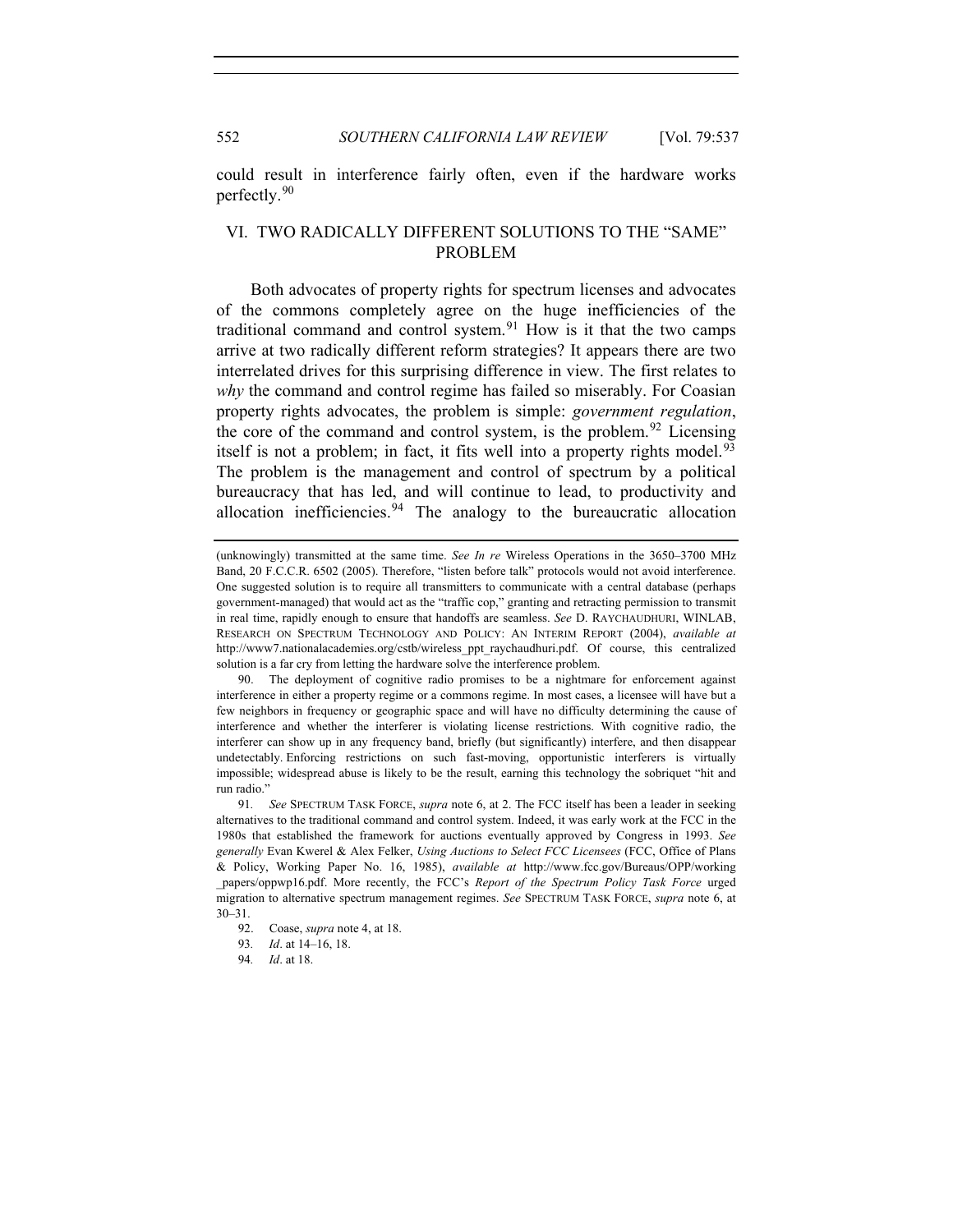could result in interference fairly often, even if the hardware works perfectly.[90]

## VI. TWO RADICALLY DIFFERENT SOLUTIONS TO THE "SAME" PROBLEM

Both advocates of property rights for spectrum licenses and advocates of the commons completely agree on the huge inefficiencies of the traditional command and control system.[91] How is it that the two camps arrive at two radically different reform strategies? It appears there are two interrelated drives for this surprising difference in view. The first relates to *why* the command and control regime has failed so miserably. For Coasian property rights advocates, the problem is simple: *government regulation*, the core of the command and control system, is the problem.[92] Licensing itself is not a problem; in fact, it fits well into a property rights model.[93] The problem is the management and control of spectrum by a political bureaucracy that has led, and will continue to lead, to productivity and allocation inefficiencies.[94] The analogy to the bureaucratic allocation

---

(unknowingly) transmitted at the same time. *See In re* Wireless Operations in the 3650–3700 MHz Band, 20 F.C.C.R. 6502 (2005). Therefore, "listen before talk" protocols would not avoid interference. One suggested solution is to require all transmitters to communicate with a central database (perhaps government-managed) that would act as the "traffic cop," granting and retracting permission to transmit in real time, rapidly enough to ensure that handoffs are seamless. *See* D. RAYCHAUDHURI, WINLAB, RESEARCH ON SPECTRUM TECHNOLOGY AND POLICY: AN INTERIM REPORT (2004), *available at* http://www7.nationalacademies.org/cstb/wireless_ppt_raychaudhuri.pdf. Of course, this centralized solution is a far cry from letting the hardware solve the interference problem.

90. The deployment of cognitive radio promises to be a nightmare for enforcement against interference in either a property regime or a commons regime. In most cases, a licensee will have but a few neighbors in frequency or geographic space and will have no difficulty determining the cause of interference and whether the interferer is violating license restrictions. With cognitive radio, the interferer can show up in any frequency band, briefly (but significantly) interfere, and then disappear undetectably. Enforcing restrictions on such fast-moving, opportunistic interferers is virtually impossible; widespread abuse is likely to be the result, earning this technology the sobriquet "hit and run radio."

91. *See* SPECTRUM TASK FORCE, *supra* note 6, at 2. The FCC itself has been a leader in seeking alternatives to the traditional command and control system. Indeed, it was early work at the FCC in the 1980s that established the framework for auctions eventually approved by Congress in 1993. *See generally* Evan Kwerel & Alex Felker, *Using Auctions to Select FCC Licensees* (FCC, Office of Plans & Policy, Working Paper No. 16, 1985), *available at* http://www.fcc.gov/Bureaus/OPP/working_papers/oppwp16.pdf. More recently, the FCC's *Report of the Spectrum Policy Task Force* urged migration to alternative spectrum management regimes. *See* SPECTRUM TASK FORCE, *supra* note 6, at 30–31.

92. Coase, *supra* note 4, at 18.

93. *Id*. at 14–16, 18.

94. *Id*. at 18.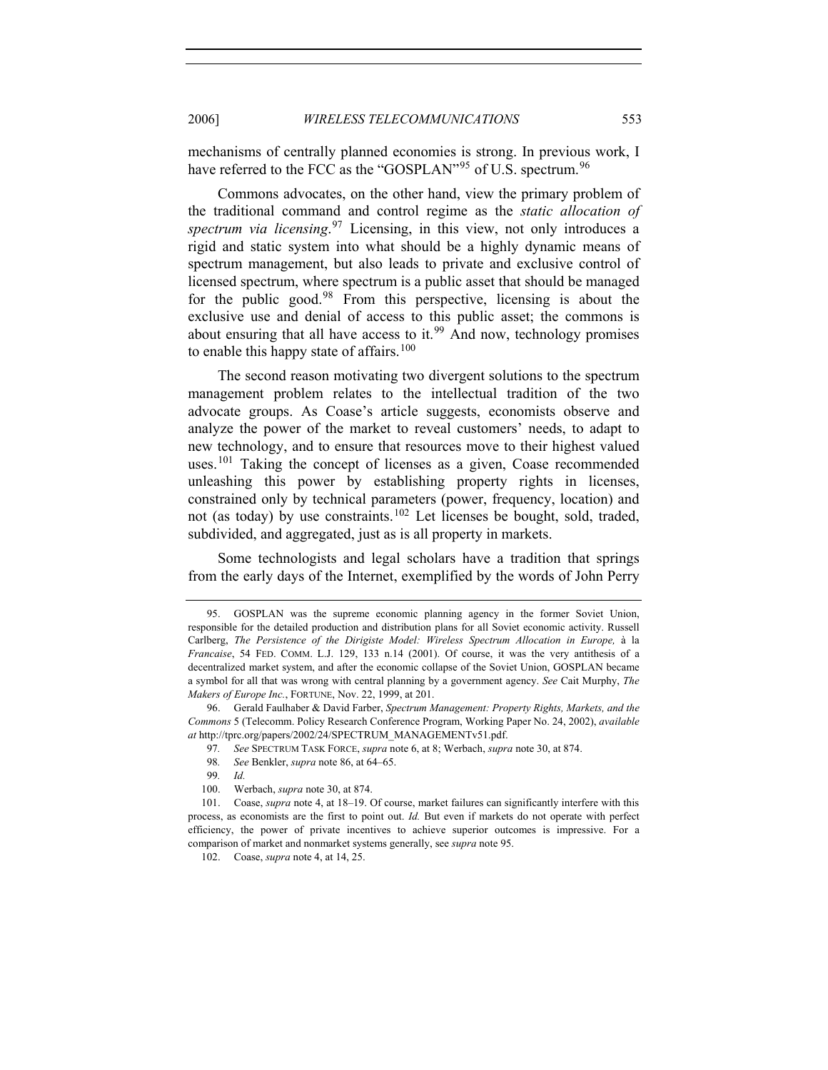mechanisms of centrally planned economies is strong. In previous work, I have referred to the FCC as the "GOSPLAN"[95] of U.S. spectrum.[96]

Commons advocates, on the other hand, view the primary problem of the traditional command and control regime as the *static allocation of spectrum via licensing*.[97] Licensing, in this view, not only introduces a rigid and static system into what should be a highly dynamic means of spectrum management, but also leads to private and exclusive control of licensed spectrum, where spectrum is a public asset that should be managed for the public good.[98] From this perspective, licensing is about the exclusive use and denial of access to this public asset; the commons is about ensuring that all have access to it.[99] And now, technology promises to enable this happy state of affairs.[100]

The second reason motivating two divergent solutions to the spectrum management problem relates to the intellectual tradition of the two advocate groups. As Coase's article suggests, economists observe and analyze the power of the market to reveal customers' needs, to adapt to new technology, and to ensure that resources move to their highest valued uses.[101] Taking the concept of licenses as a given, Coase recommended unleashing this power by establishing property rights in licenses, constrained only by technical parameters (power, frequency, location) and not (as today) by use constraints.[102] Let licenses be bought, sold, traded, subdivided, and aggregated, just as is all property in markets.

Some technologists and legal scholars have a tradition that springs from the early days of the Internet, exemplified by the words of John Perry

---

95. GOSPLAN was the supreme economic planning agency in the former Soviet Union, responsible for the detailed production and distribution plans for all Soviet economic activity. Russell Carlberg, *The Persistence of the Dirigiste Model: Wireless Spectrum Allocation in Europe,* à la *Francaise*, 54 FED. COMM. L.J. 129, 133 n.14 (2001). Of course, it was the very antithesis of a decentralized market system, and after the economic collapse of the Soviet Union, GOSPLAN became a symbol for all that was wrong with central planning by a government agency. *See* Cait Murphy, *The Makers of Europe Inc.*, FORTUNE, Nov. 22, 1999, at 201.

96. Gerald Faulhaber & David Farber, *Spectrum Management: Property Rights, Markets, and the Commons* 5 (Telecomm. Policy Research Conference Program, Working Paper No. 24, 2002), *available at* http://tprc.org/papers/2002/24/SPECTRUM_MANAGEMENTv51.pdf.

97. *See* SPECTRUM TASK FORCE, *supra* note 6, at 8; Werbach, *supra* note 30, at 874.

98. *See* Benkler, *supra* note 86, at 64–65.

99. *Id.*

100. Werbach, *supra* note 30, at 874.

101. Coase, *supra* note 4, at 18–19. Of course, market failures can significantly interfere with this process, as economists are the first to point out. *Id.* But even if markets do not operate with perfect efficiency, the power of private incentives to achieve superior outcomes is impressive. For a comparison of market and nonmarket systems generally, see *supra* note 95.

102. Coase, *supra* note 4, at 14, 25.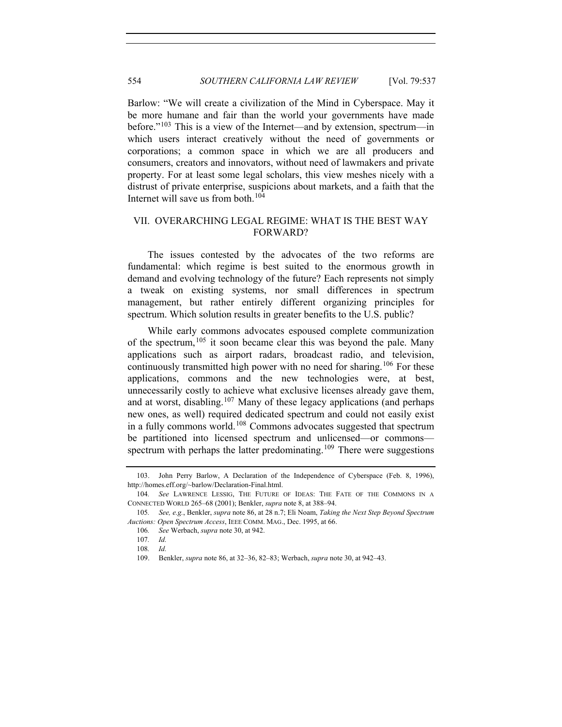Barlow: "We will create a civilization of the Mind in Cyberspace. May it be more humane and fair than the world your governments have made before."[103] This is a view of the Internet—and by extension, spectrum—in which users interact creatively without the need of governments or corporations; a common space in which we are all producers and consumers, creators and innovators, without need of lawmakers and private property. For at least some legal scholars, this view meshes nicely with a distrust of private enterprise, suspicions about markets, and a faith that the Internet will save us from both.[104]

## VII. OVERARCHING LEGAL REGIME: WHAT IS THE BEST WAY FORWARD?

The issues contested by the advocates of the two reforms are fundamental: which regime is best suited to the enormous growth in demand and evolving technology of the future? Each represents not simply a tweak on existing systems, nor small differences in spectrum management, but rather entirely different organizing principles for spectrum. Which solution results in greater benefits to the U.S. public?

While early commons advocates espoused complete communization of the spectrum,[105] it soon became clear this was beyond the pale. Many applications such as airport radars, broadcast radio, and television, continuously transmitted high power with no need for sharing.[106] For these applications, commons and the new technologies were, at best, unnecessarily costly to achieve what exclusive licenses already gave them, and at worst, disabling.[107] Many of these legacy applications (and perhaps new ones, as well) required dedicated spectrum and could not easily exist in a fully commons world.[108] Commons advocates suggested that spectrum be partitioned into licensed spectrum and unlicensed—or commons—spectrum with perhaps the latter predominating.[109] There were suggestions

---

103. John Perry Barlow, A Declaration of the Independence of Cyberspace (Feb. 8, 1996), http://homes.eff.org/~barlow/Declaration-Final.html.

104. *See* LAWRENCE LESSIG, THE FUTURE OF IDEAS: THE FATE OF THE COMMONS IN A CONNECTED WORLD 265–68 (2001); Benkler, *supra* note 8, at 388–94.

105. *See, e.g.*, Benkler, *supra* note 86, at 28 n.7; Eli Noam, *Taking the Next Step Beyond Spectrum Auctions: Open Spectrum Access*, IEEE COMM. MAG., Dec. 1995, at 66.

106. *See* Werbach, *supra* note 30, at 942.

107. *Id.*

108. *Id.*

109. Benkler, *supra* note 86, at 32–36, 82–83; Werbach, *supra* note 30, at 942–43.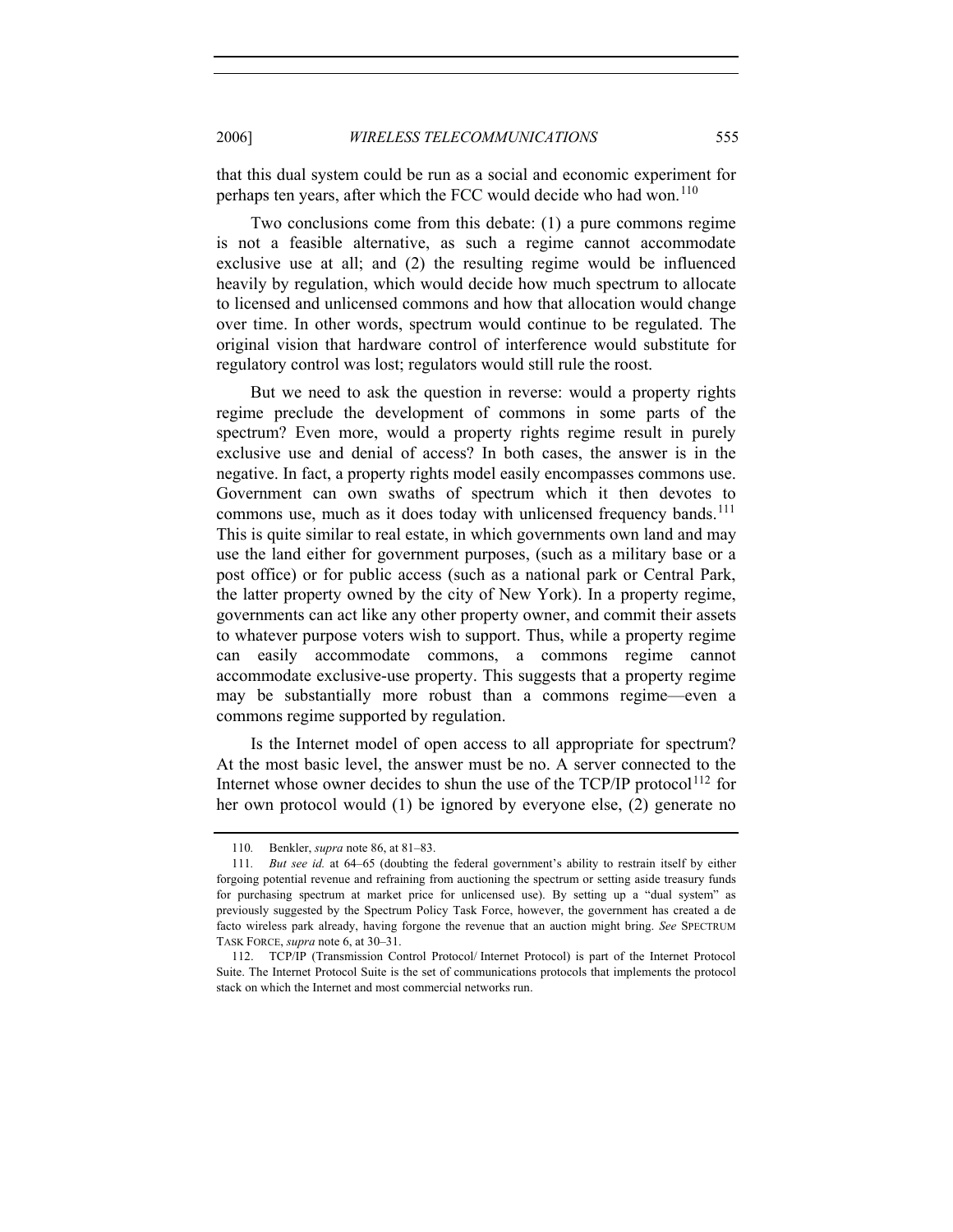that this dual system could be run as a social and economic experiment for perhaps ten years, after which the FCC would decide who had won.[110]

Two conclusions come from this debate: (1) a pure commons regime is not a feasible alternative, as such a regime cannot accommodate exclusive use at all; and (2) the resulting regime would be influenced heavily by regulation, which would decide how much spectrum to allocate to licensed and unlicensed commons and how that allocation would change over time. In other words, spectrum would continue to be regulated. The original vision that hardware control of interference would substitute for regulatory control was lost; regulators would still rule the roost.

But we need to ask the question in reverse: would a property rights regime preclude the development of commons in some parts of the spectrum? Even more, would a property rights regime result in purely exclusive use and denial of access? In both cases, the answer is in the negative. In fact, a property rights model easily encompasses commons use. Government can own swaths of spectrum which it then devotes to commons use, much as it does today with unlicensed frequency bands.[111] This is quite similar to real estate, in which governments own land and may use the land either for government purposes, (such as a military base or a post office) or for public access (such as a national park or Central Park, the latter property owned by the city of New York). In a property regime, governments can act like any other property owner, and commit their assets to whatever purpose voters wish to support. Thus, while a property regime can easily accommodate commons, a commons regime cannot accommodate exclusive-use property. This suggests that a property regime may be substantially more robust than a commons regime—even a commons regime supported by regulation.

Is the Internet model of open access to all appropriate for spectrum? At the most basic level, the answer must be no. A server connected to the Internet whose owner decides to shun the use of the TCP/IP protocol[112] for her own protocol would (1) be ignored by everyone else, (2) generate no

---

110. Benkler, *supra* note 86, at 81–83.

111. *But see id.* at 64–65 (doubting the federal government's ability to restrain itself by either forgoing potential revenue and refraining from auctioning the spectrum or setting aside treasury funds for purchasing spectrum at market price for unlicensed use). By setting up a "dual system" as previously suggested by the Spectrum Policy Task Force, however, the government has created a de facto wireless park already, having forgone the revenue that an auction might bring. *See* SPECTRUM TASK FORCE, *supra* note 6, at 30–31.

112. TCP/IP (Transmission Control Protocol/ Internet Protocol) is part of the Internet Protocol Suite. The Internet Protocol Suite is the set of communications protocols that implements the protocol stack on which the Internet and most commercial networks run.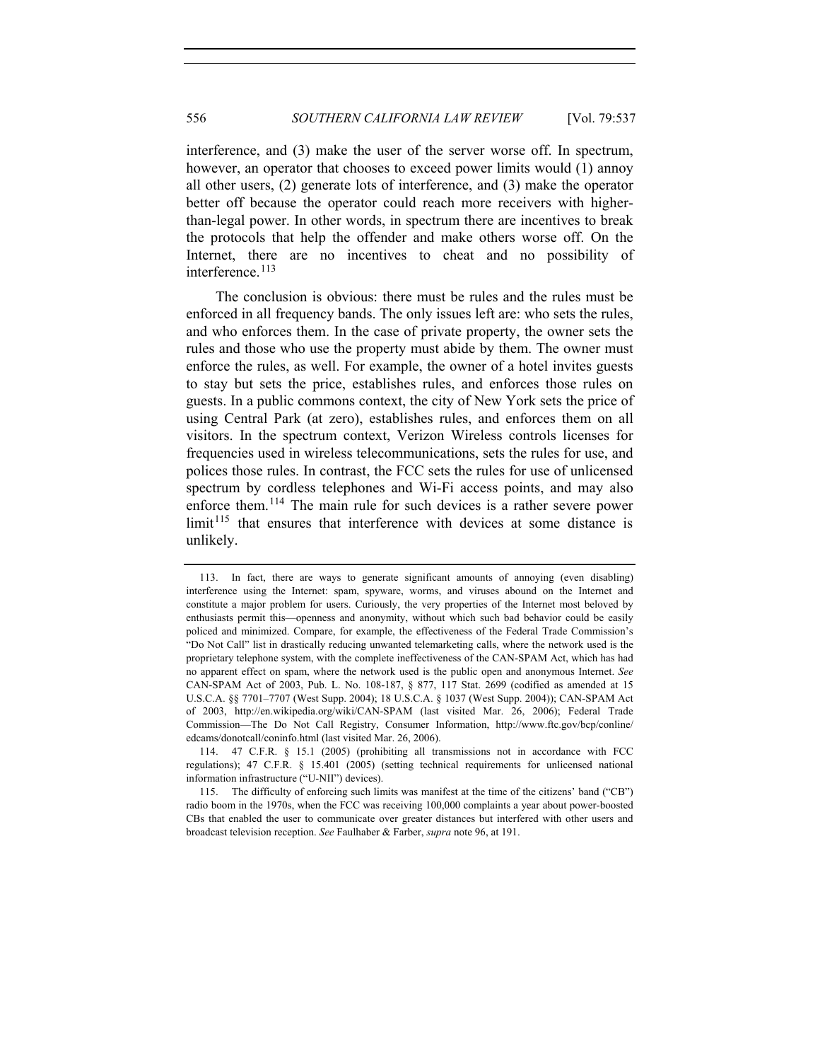interference, and (3) make the user of the server worse off. In spectrum, however, an operator that chooses to exceed power limits would (1) annoy all other users, (2) generate lots of interference, and (3) make the operator better off because the operator could reach more receivers with higher-than-legal power. In other words, in spectrum there are incentives to break the protocols that help the offender and make others worse off. On the Internet, there are no incentives to cheat and no possibility of interference.[113]

The conclusion is obvious: there must be rules and the rules must be enforced in all frequency bands. The only issues left are: who sets the rules, and who enforces them. In the case of private property, the owner sets the rules and those who use the property must abide by them. The owner must enforce the rules, as well. For example, the owner of a hotel invites guests to stay but sets the price, establishes rules, and enforces those rules on guests. In a public commons context, the city of New York sets the price of using Central Park (at zero), establishes rules, and enforces them on all visitors. In the spectrum context, Verizon Wireless controls licenses for frequencies used in wireless telecommunications, sets the rules for use, and polices those rules. In contrast, the FCC sets the rules for use of unlicensed spectrum by cordless telephones and Wi-Fi access points, and may also enforce them.[114] The main rule for such devices is a rather severe power limit[115] that ensures that interference with devices at some distance is unlikely.

---

113. In fact, there are ways to generate significant amounts of annoying (even disabling) interference using the Internet: spam, spyware, worms, and viruses abound on the Internet and constitute a major problem for users. Curiously, the very properties of the Internet most beloved by enthusiasts permit this—openness and anonymity, without which such bad behavior could be easily policed and minimized. Compare, for example, the effectiveness of the Federal Trade Commission's "Do Not Call" list in drastically reducing unwanted telemarketing calls, where the network used is the proprietary telephone system, with the complete ineffectiveness of the CAN-SPAM Act, which has had no apparent effect on spam, where the network used is the public open and anonymous Internet. *See* CAN-SPAM Act of 2003, Pub. L. No. 108-187, § 877, 117 Stat. 2699 (codified as amended at 15 U.S.C.A. §§ 7701–7707 (West Supp. 2004); 18 U.S.C.A. § 1037 (West Supp. 2004)); CAN-SPAM Act of 2003, http://en.wikipedia.org/wiki/CAN-SPAM (last visited Mar. 26, 2006); Federal Trade Commission—The Do Not Call Registry, Consumer Information, http://www.ftc.gov/bcp/conline/edcams/donotcall/coninfo.html (last visited Mar. 26, 2006).

114. 47 C.F.R. § 15.1 (2005) (prohibiting all transmissions not in accordance with FCC regulations); 47 C.F.R. § 15.401 (2005) (setting technical requirements for unlicensed national information infrastructure ("U-NII") devices).

115. The difficulty of enforcing such limits was manifest at the time of the citizens' band ("CB") radio boom in the 1970s, when the FCC was receiving 100,000 complaints a year about power-boosted CBs that enabled the user to communicate over greater distances but interfered with other users and broadcast television reception. *See* Faulhaber & Farber, *supra* note 96, at 191.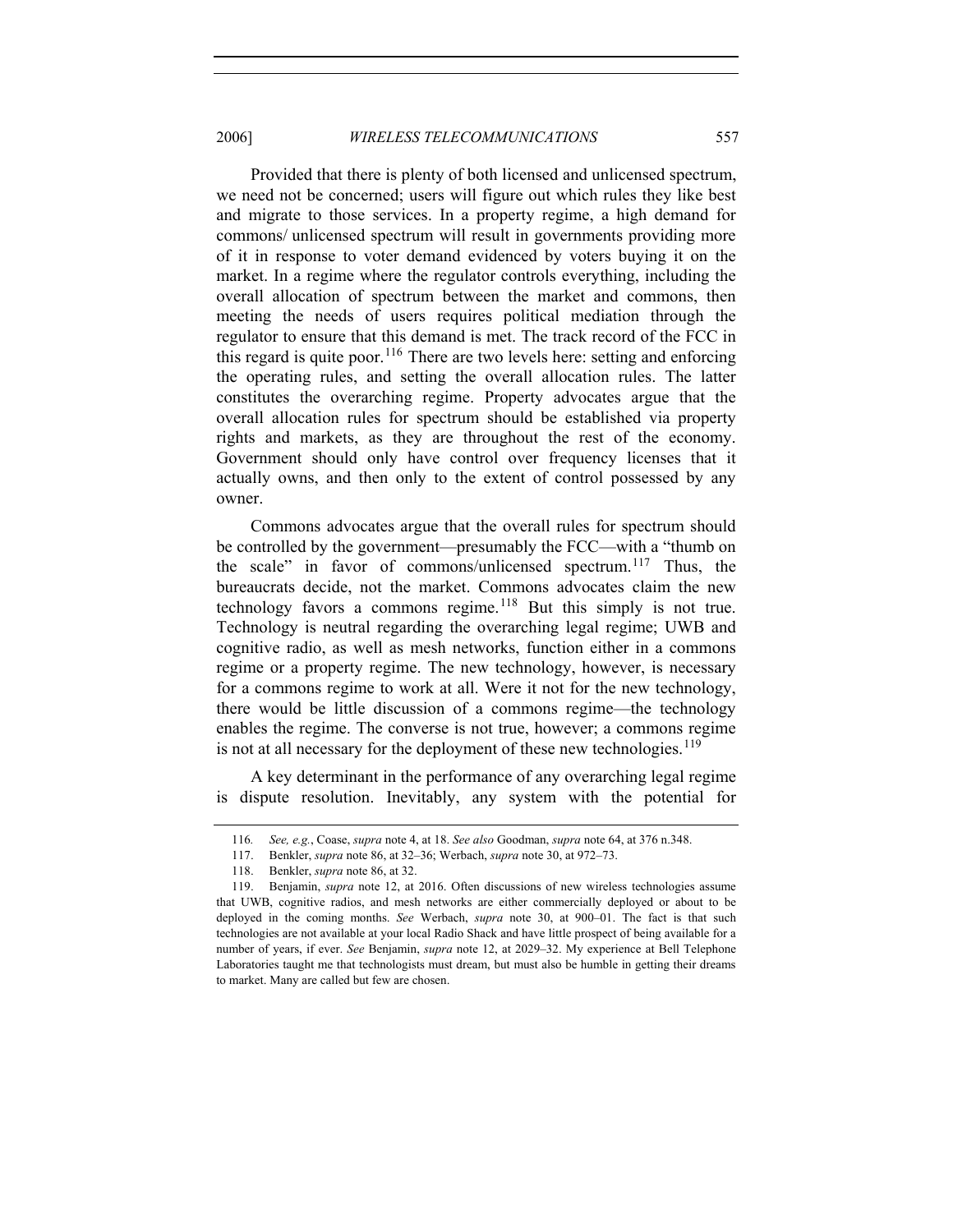Provided that there is plenty of both licensed and unlicensed spectrum, we need not be concerned; users will figure out which rules they like best and migrate to those services. In a property regime, a high demand for commons/ unlicensed spectrum will result in governments providing more of it in response to voter demand evidenced by voters buying it on the market. In a regime where the regulator controls everything, including the overall allocation of spectrum between the market and commons, then meeting the needs of users requires political mediation through the regulator to ensure that this demand is met. The track record of the FCC in this regard is quite poor.[116] There are two levels here: setting and enforcing the operating rules, and setting the overall allocation rules. The latter constitutes the overarching regime. Property advocates argue that the overall allocation rules for spectrum should be established via property rights and markets, as they are throughout the rest of the economy. Government should only have control over frequency licenses that it actually owns, and then only to the extent of control possessed by any owner.

Commons advocates argue that the overall rules for spectrum should be controlled by the government—presumably the FCC—with a "thumb on the scale" in favor of commons/unlicensed spectrum.[117] Thus, the bureaucrats decide, not the market. Commons advocates claim the new technology favors a commons regime.[118] But this simply is not true. Technology is neutral regarding the overarching legal regime; UWB and cognitive radio, as well as mesh networks, function either in a commons regime or a property regime. The new technology, however, is necessary for a commons regime to work at all. Were it not for the new technology, there would be little discussion of a commons regime—the technology enables the regime. The converse is not true, however; a commons regime is not at all necessary for the deployment of these new technologies.[119]

A key determinant in the performance of any overarching legal regime is dispute resolution. Inevitably, any system with the potential for

---

116. *See, e.g.*, Coase, *supra* note 4, at 18. *See also* Goodman, *supra* note 64, at 376 n.348.

117. Benkler, *supra* note 86, at 32–36; Werbach, *supra* note 30, at 972–73.

118. Benkler, *supra* note 86, at 32.

119. Benjamin, *supra* note 12, at 2016. Often discussions of new wireless technologies assume that UWB, cognitive radios, and mesh networks are either commercially deployed or about to be deployed in the coming months. *See* Werbach, *supra* note 30, at 900–01. The fact is that such technologies are not available at your local Radio Shack and have little prospect of being available for a number of years, if ever. *See* Benjamin, *supra* note 12, at 2029–32. My experience at Bell Telephone Laboratories taught me that technologists must dream, but must also be humble in getting their dreams to market. Many are called but few are chosen.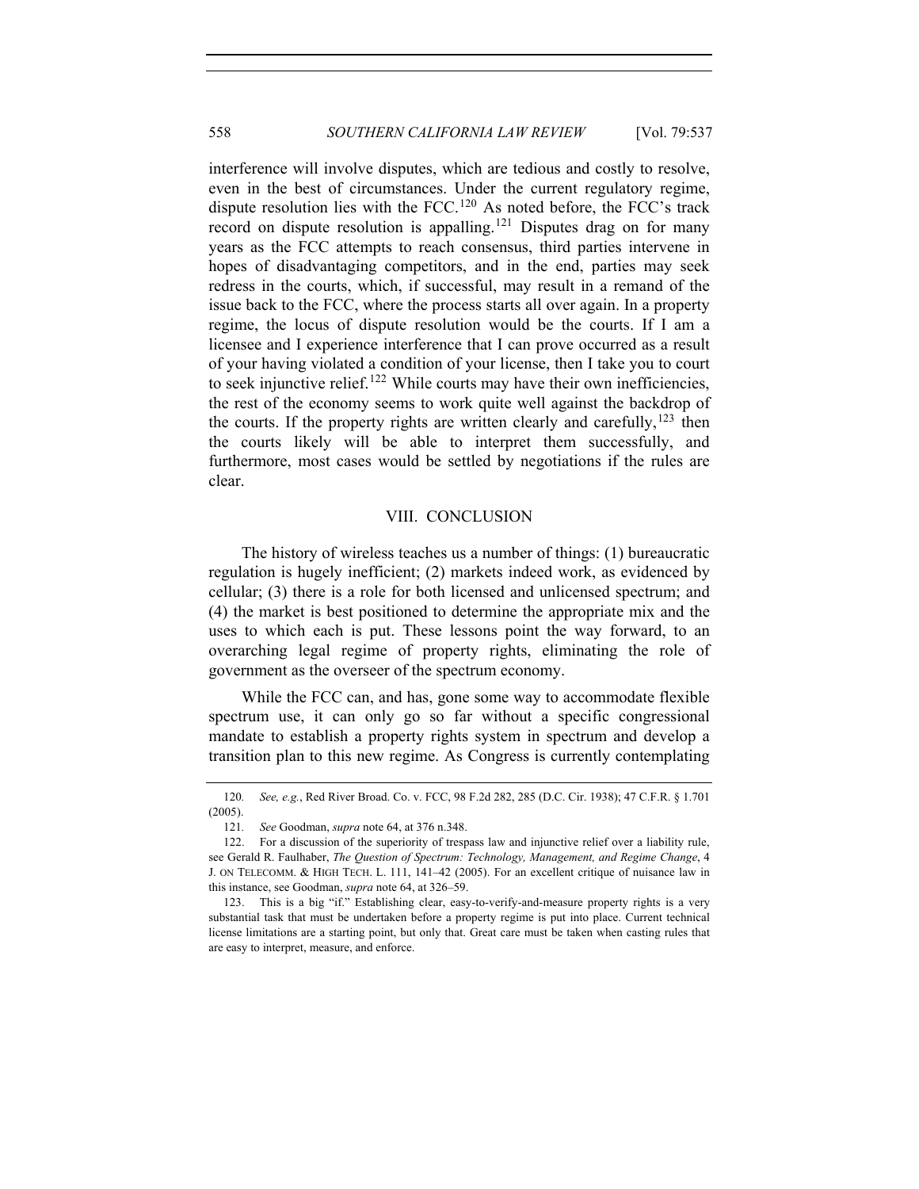interference will involve disputes, which are tedious and costly to resolve, even in the best of circumstances. Under the current regulatory regime, dispute resolution lies with the FCC.[120] As noted before, the FCC's track record on dispute resolution is appalling.[121] Disputes drag on for many years as the FCC attempts to reach consensus, third parties intervene in hopes of disadvantaging competitors, and in the end, parties may seek redress in the courts, which, if successful, may result in a remand of the issue back to the FCC, where the process starts all over again. In a property regime, the locus of dispute resolution would be the courts. If I am a licensee and I experience interference that I can prove occurred as a result of your having violated a condition of your license, then I take you to court to seek injunctive relief.[122] While courts may have their own inefficiencies, the rest of the economy seems to work quite well against the backdrop of the courts. If the property rights are written clearly and carefully,[123] then the courts likely will be able to interpret them successfully, and furthermore, most cases would be settled by negotiations if the rules are clear.

## VIII. CONCLUSION

The history of wireless teaches us a number of things: (1) bureaucratic regulation is hugely inefficient; (2) markets indeed work, as evidenced by cellular; (3) there is a role for both licensed and unlicensed spectrum; and (4) the market is best positioned to determine the appropriate mix and the uses to which each is put. These lessons point the way forward, to an overarching legal regime of property rights, eliminating the role of government as the overseer of the spectrum economy.

While the FCC can, and has, gone some way to accommodate flexible spectrum use, it can only go so far without a specific congressional mandate to establish a property rights system in spectrum and develop a transition plan to this new regime. As Congress is currently contemplating

---

120. *See, e.g.*, Red River Broad. Co. v. FCC, 98 F.2d 282, 285 (D.C. Cir. 1938); 47 C.F.R. § 1.701 (2005).

121. *See* Goodman, *supra* note 64, at 376 n.348.

122. For a discussion of the superiority of trespass law and injunctive relief over a liability rule, see Gerald R. Faulhaber, *The Question of Spectrum: Technology, Management, and Regime Change*, 4 J. ON TELECOMM. & HIGH TECH. L. 111, 141–42 (2005). For an excellent critique of nuisance law in this instance, see Goodman, *supra* note 64, at 326–59.

123. This is a big "if." Establishing clear, easy-to-verify-and-measure property rights is a very substantial task that must be undertaken before a property regime is put into place. Current technical license limitations are a starting point, but only that. Great care must be taken when casting rules that are easy to interpret, measure, and enforce.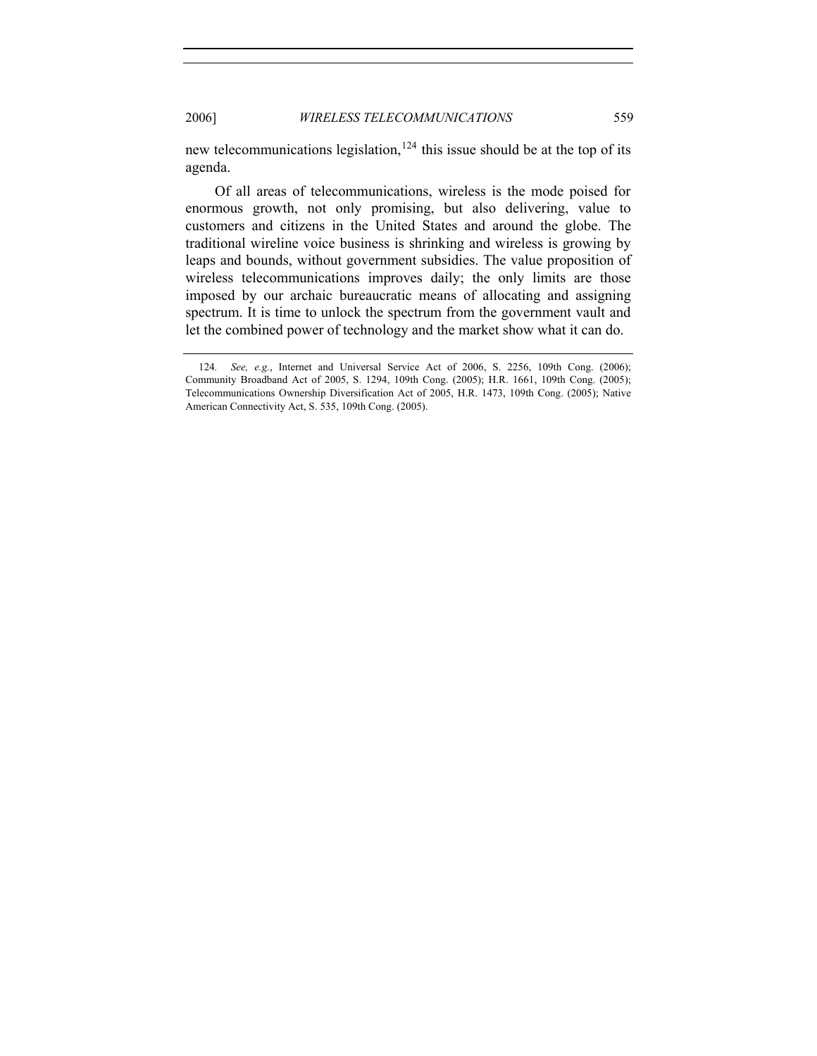new telecommunications legislation,[124] this issue should be at the top of its agenda.

Of all areas of telecommunications, wireless is the mode poised for enormous growth, not only promising, but also delivering, value to customers and citizens in the United States and around the globe. The traditional wireline voice business is shrinking and wireless is growing by leaps and bounds, without government subsidies. The value proposition of wireless telecommunications improves daily; the only limits are those imposed by our archaic bureaucratic means of allocating and assigning spectrum. It is time to unlock the spectrum from the government vault and let the combined power of technology and the market show what it can do.

---

124. *See, e.g.*, Internet and Universal Service Act of 2006, S. 2256, 109th Cong. (2006); Community Broadband Act of 2005, S. 1294, 109th Cong. (2005); H.R. 1661, 109th Cong. (2005); Telecommunications Ownership Diversification Act of 2005, H.R. 1473, 109th Cong. (2005); Native American Connectivity Act, S. 535, 109th Cong. (2005).